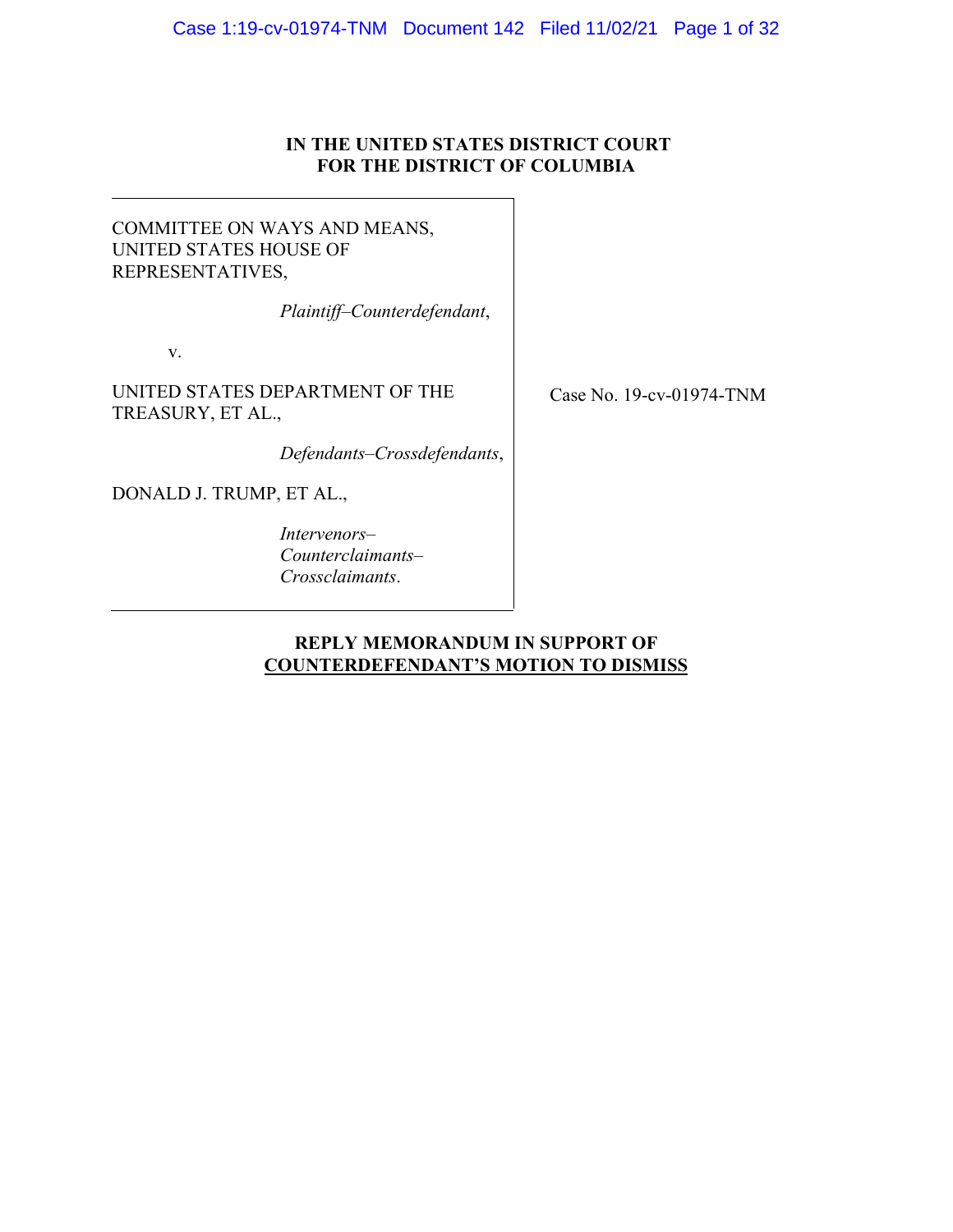**IN THE UNITED STATES DISTRICT COURT**
**FOR THE DISTRICT OF COLUMBIA**

COMMITTEE ON WAYS AND MEANS, UNITED STATES HOUSE OF REPRESENTATIVES,

*Plaintiff–Counterdefendant*,

v.

UNITED STATES DEPARTMENT OF THE TREASURY, ET AL.,

*Defendants–Crossdefendants*,

DONALD J. TRUMP, ET AL.,

*Intervenors–Counterclaimants–Crossclaimants*.

Case No. 19-cv-01974-TNM

**REPLY MEMORANDUM IN SUPPORT OF**
**<u>COUNTERDEFENDANT'S MOTION TO DISMISS</u>**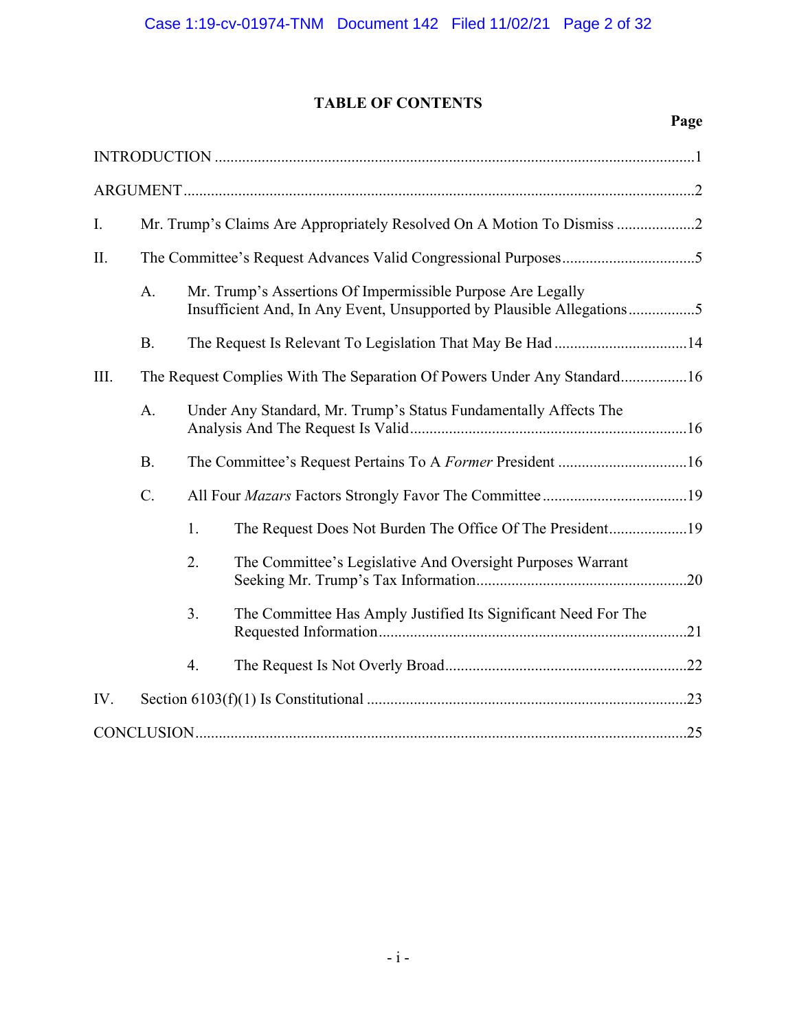# TABLE OF CONTENTS

| | Page |
|---|---|
| INTRODUCTION | 1 |
| ARGUMENT | 2 |
| I. Mr. Trump's Claims Are Appropriately Resolved On A Motion To Dismiss | 2 |
| II. The Committee's Request Advances Valid Congressional Purposes | 5 |
| A. Mr. Trump's Assertions Of Impermissible Purpose Are Legally Insufficient And, In Any Event, Unsupported by Plausible Allegations | 5 |
| B. The Request Is Relevant To Legislation That May Be Had | 14 |
| III. The Request Complies With The Separation Of Powers Under Any Standard | 16 |
| A. Under Any Standard, Mr. Trump's Status Fundamentally Affects The Analysis And The Request Is Valid | 16 |
| B. The Committee's Request Pertains To A *Former* President | 16 |
| C. All Four *Mazars* Factors Strongly Favor The Committee | 19 |
| 1. The Request Does Not Burden The Office Of The President | 19 |
| 2. The Committee's Legislative And Oversight Purposes Warrant Seeking Mr. Trump's Tax Information | 20 |
| 3. The Committee Has Amply Justified Its Significant Need For The Requested Information | 21 |
| 4. The Request Is Not Overly Broad | 22 |
| IV. Section 6103(f)(1) Is Constitutional | 23 |
| CONCLUSION | 25 |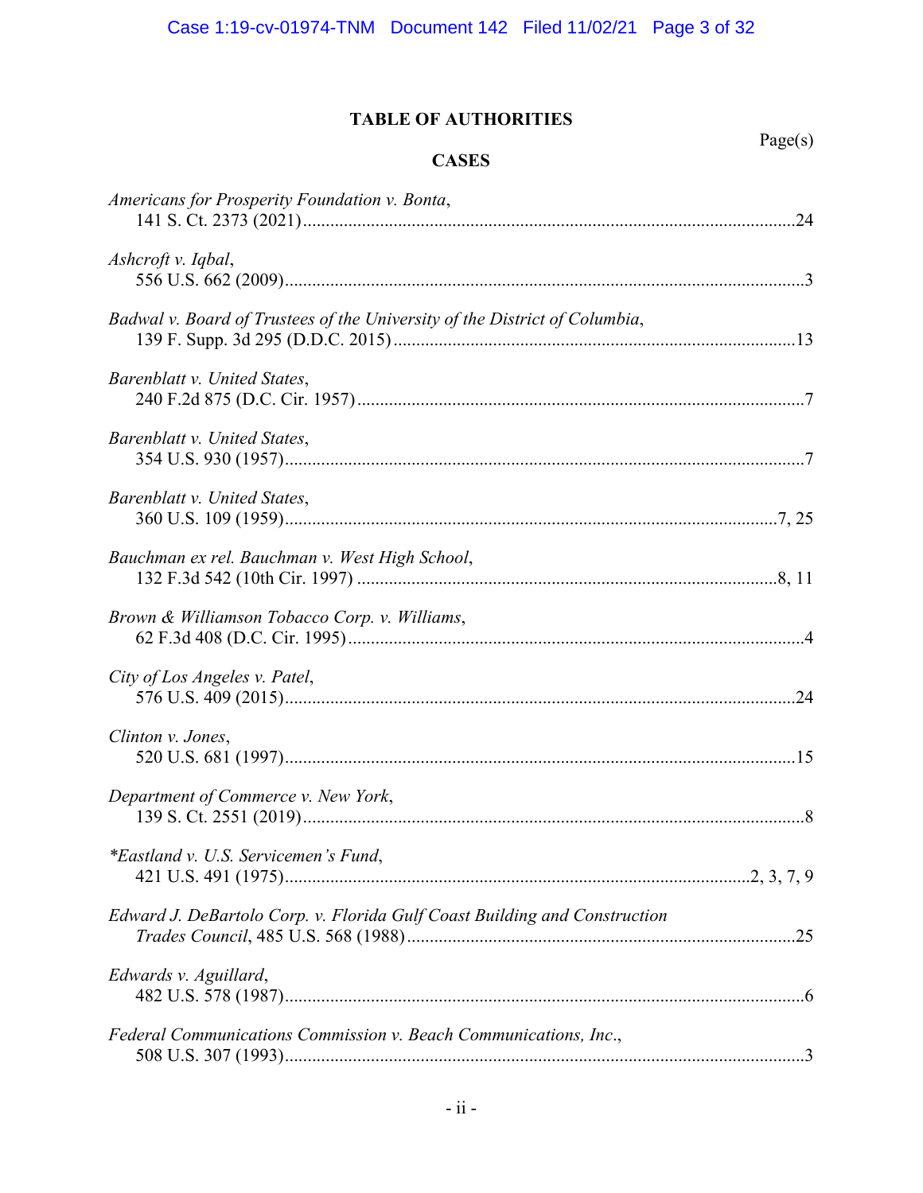# TABLE OF AUTHORITIES

Page(s)

## CASES

*Americans for Prosperity Foundation v. Bonta*,
141 S. Ct. 2373 (2021) .......... 24

*Ashcroft v. Iqbal*,
556 U.S. 662 (2009) .......... 3

*Badwal v. Board of Trustees of the University of the District of Columbia*,
139 F. Supp. 3d 295 (D.D.C. 2015) .......... 13

*Barenblatt v. United States*,
240 F.2d 875 (D.C. Cir. 1957) .......... 7

*Barenblatt v. United States*,
354 U.S. 930 (1957) .......... 7

*Barenblatt v. United States*,
360 U.S. 109 (1959) .......... 7, 25

*Bauchman ex rel. Bauchman v. West High School*,
132 F.3d 542 (10th Cir. 1997) .......... 8, 11

*Brown & Williamson Tobacco Corp. v. Williams*,
62 F.3d 408 (D.C. Cir. 1995) .......... 4

*City of Los Angeles v. Patel*,
576 U.S. 409 (2015) .......... 24

*Clinton v. Jones*,
520 U.S. 681 (1997) .......... 15

*Department of Commerce v. New York*,
139 S. Ct. 2551 (2019) .......... 8

*\*Eastland v. U.S. Servicemen's Fund*,
421 U.S. 491 (1975) .......... 2, 3, 7, 9

*Edward J. DeBartolo Corp. v. Florida Gulf Coast Building and Construction Trades Council*, 485 U.S. 568 (1988) .......... 25

*Edwards v. Aguillard*,
482 U.S. 578 (1987) .......... 6

*Federal Communications Commission v. Beach Communications, Inc.*,
508 U.S. 307 (1993) .......... 3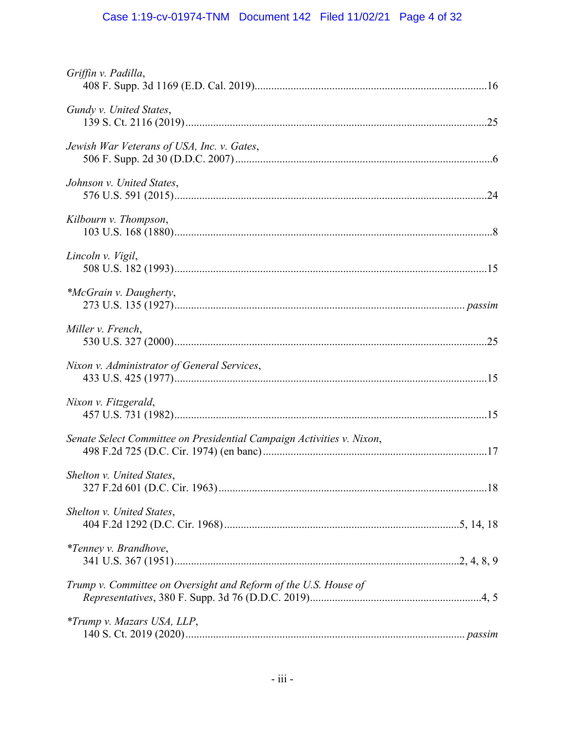*Griffin v. Padilla*,
408 F. Supp. 3d 1169 (E.D. Cal. 2019)....................................................................................16

*Gundy v. United States*,
139 S. Ct. 2116 (2019)............................................................................................................25

*Jewish War Veterans of USA, Inc. v. Gates*,
506 F. Supp. 2d 30 (D.D.C. 2007)............................................................................................6

*Johnson v. United States*,
576 U.S. 591 (2015)................................................................................................................24

*Kilbourn v. Thompson*,
103 U.S. 168 (1880)..................................................................................................................8

*Lincoln v. Vigil*,
508 U.S. 182 (1993)................................................................................................................15

**McGrain v. Daugherty*,
273 U.S. 135 (1927)....................................................................................................... *passim*

*Miller v. French*,
530 U.S. 327 (2000)................................................................................................................25

*Nixon v. Administrator of General Services*,
433 U.S. 425 (1977)................................................................................................................15

*Nixon v. Fitzgerald*,
457 U.S. 731 (1982)................................................................................................................15

*Senate Select Committee on Presidential Campaign Activities v. Nixon*,
498 F.2d 725 (D.C. Cir. 1974) (en banc).................................................................................17

*Shelton v. United States*,
327 F.2d 601 (D.C. Cir. 1963).................................................................................................18

*Shelton v. United States*,
404 F.2d 1292 (D.C. Cir. 1968).....................................................................................5, 14, 18

**Tenney v. Brandhove*,
341 U.S. 367 (1951).....................................................................................................2, 4, 8, 9

*Trump v. Committee on Oversight and Reform of the U.S. House of Representatives*, 380 F. Supp. 3d 76 (D.D.C. 2019)..............................................................4, 5

**Trump v. Mazars USA, LLP*,
140 S. Ct. 2019 (2020).................................................................................................. *passim*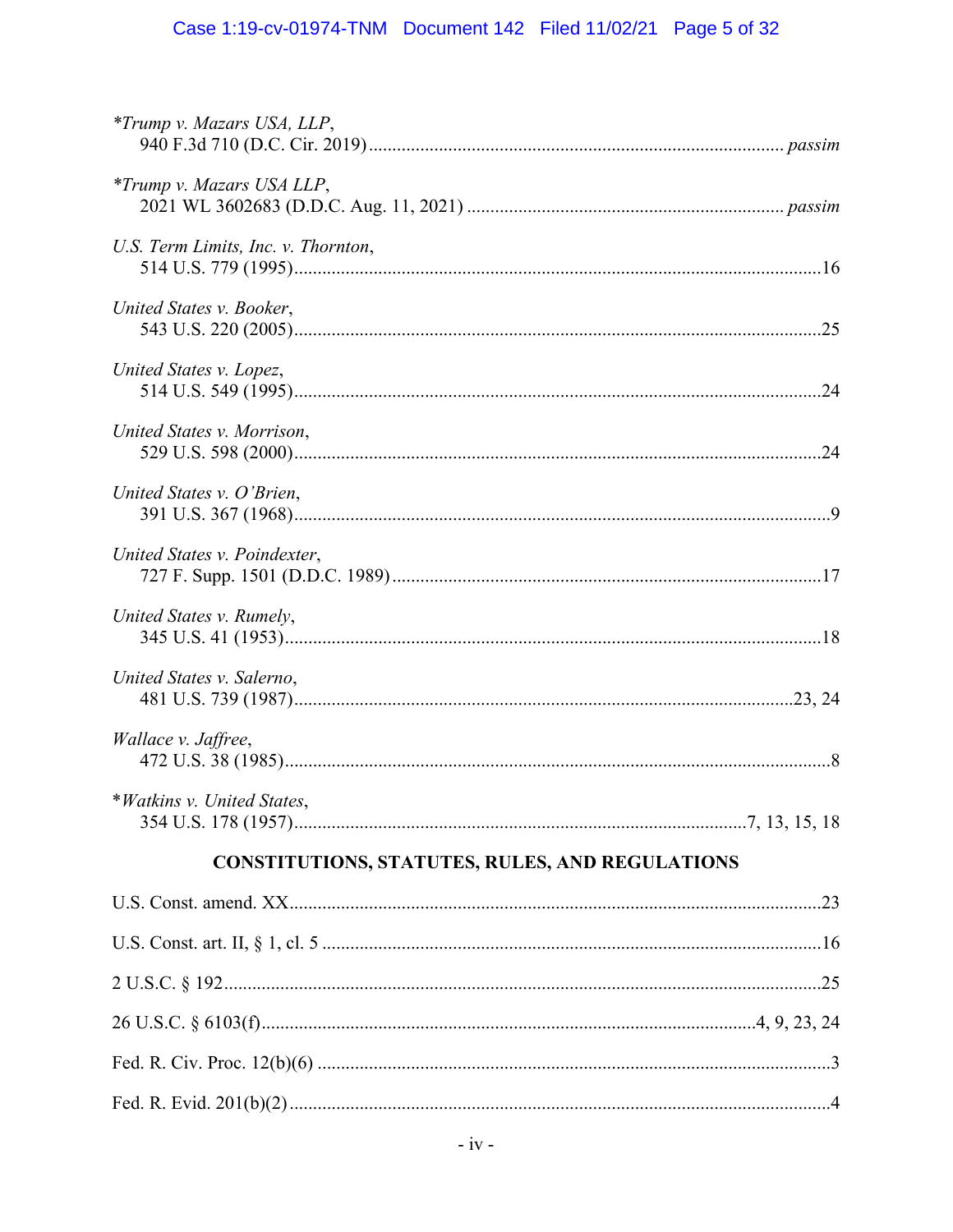*Trump v. Mazars USA, LLP*,
940 F.3d 710 (D.C. Cir. 2019) ........................................................................................ *passim*

*Trump v. Mazars USA LLP*,
2021 WL 3602683 (D.D.C. Aug. 11, 2021) .................................................................... *passim*

*U.S. Term Limits, Inc. v. Thornton*,
514 U.S. 779 (1995)................................................................................................................16

*United States v. Booker*,
543 U.S. 220 (2005)................................................................................................................25

*United States v. Lopez*,
514 U.S. 549 (1995)................................................................................................................24

*United States v. Morrison*,
529 U.S. 598 (2000)................................................................................................................24

*United States v. O'Brien*,
391 U.S. 367 (1968)..................................................................................................................9

*United States v. Poindexter*,
727 F. Supp. 1501 (D.D.C. 1989)...........................................................................................17

*United States v. Rumely*,
345 U.S. 41 (1953)..................................................................................................................18

*United States v. Salerno*,
481 U.S. 739 (1987)..........................................................................................................23, 24

*Wallace v. Jaffree*,
472 U.S. 38 (1985)....................................................................................................................8

**Watkins v. United States*,
354 U.S. 178 (1957)................................................................................................7, 13, 15, 18

## CONSTITUTIONS, STATUTES, RULES, AND REGULATIONS

U.S. Const. amend. XX.................................................................................................................23

U.S. Const. art. II, § 1, cl. 5 .........................................................................................................16

2 U.S.C. § 192...............................................................................................................................25

26 U.S.C. § 6103(f)........................................................................................................4, 9, 23, 24

Fed. R. Civ. Proc. 12(b)(6) .............................................................................................................3

Fed. R. Evid. 201(b)(2) ...................................................................................................................4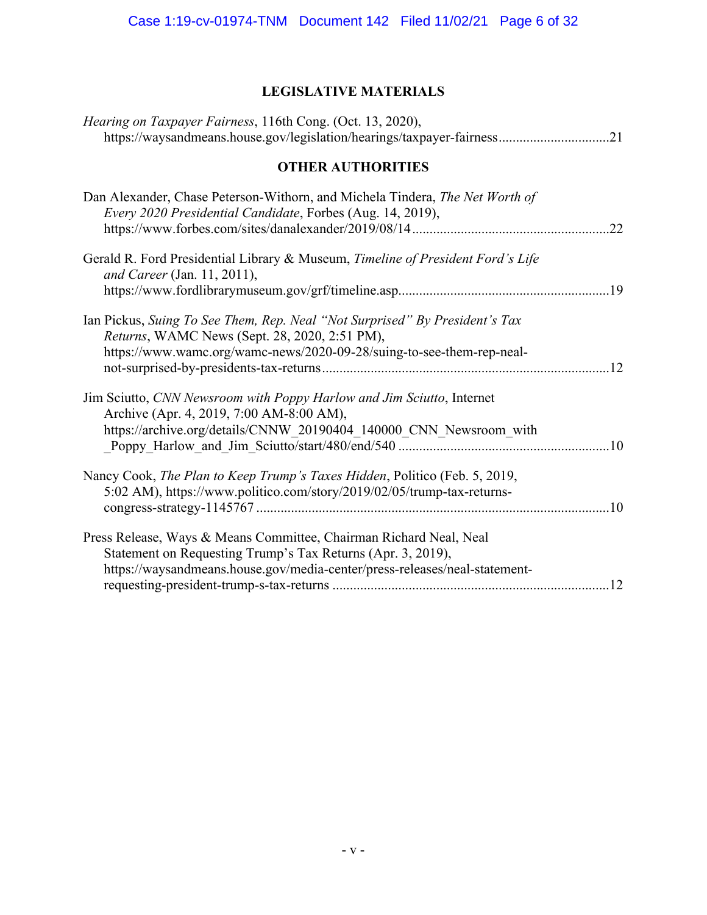## LEGISLATIVE MATERIALS

*Hearing on Taxpayer Fairness*, 116th Cong. (Oct. 13, 2020), https://waysandmeans.house.gov/legislation/hearings/taxpayer-fairness................................21

## OTHER AUTHORITIES

Dan Alexander, Chase Peterson-Withorn, and Michela Tindera, *The Net Worth of Every 2020 Presidential Candidate*, Forbes (Aug. 14, 2019), https://www.forbes.com/sites/danalexander/2019/08/14........................................................22

Gerald R. Ford Presidential Library & Museum, *Timeline of President Ford's Life and Career* (Jan. 11, 2011), https://www.fordlibrarymuseum.gov/grf/timeline.asp............................................................19

Ian Pickus, *Suing To See Them, Rep. Neal "Not Surprised" By President's Tax Returns*, WAMC News (Sept. 28, 2020, 2:51 PM), https://www.wamc.org/wamc-news/2020-09-28/suing-to-see-them-rep-neal-not-surprised-by-presidents-tax-returns..................................................................................12

Jim Sciutto, *CNN Newsroom with Poppy Harlow and Jim Sciutto*, Internet Archive (Apr. 4, 2019, 7:00 AM-8:00 AM), https://archive.org/details/CNNW_20190404_140000_CNN_Newsroom_with_Poppy_Harlow_and_Jim_Sciutto/start/480/end/540 ............................................................10

Nancy Cook, *The Plan to Keep Trump's Taxes Hidden*, Politico (Feb. 5, 2019, 5:02 AM), https://www.politico.com/story/2019/02/05/trump-tax-returns-congress-strategy-1145767 .....................................................................................................10

Press Release, Ways & Means Committee, Chairman Richard Neal, Neal Statement on Requesting Trump's Tax Returns (Apr. 3, 2019), https://waysandmeans.house.gov/media-center/press-releases/neal-statement-requesting-president-trump-s-tax-returns ...............................................................................12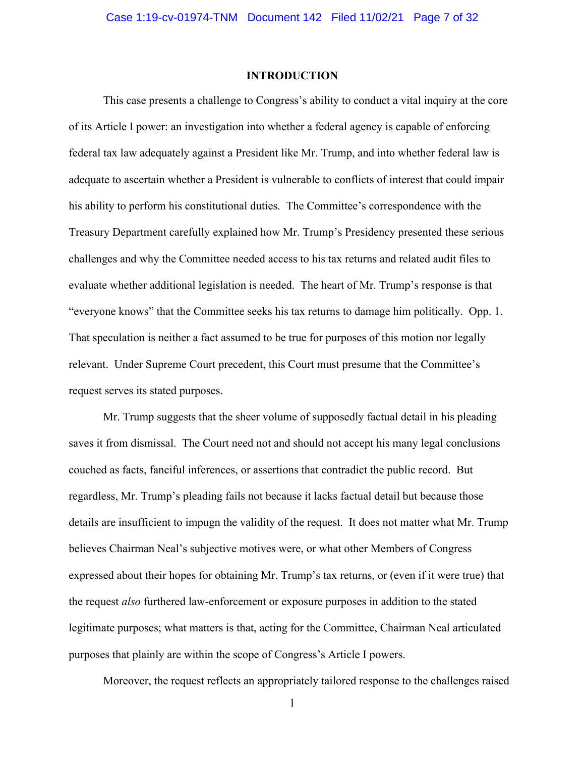# INTRODUCTION

This case presents a challenge to Congress's ability to conduct a vital inquiry at the core of its Article I power: an investigation into whether a federal agency is capable of enforcing federal tax law adequately against a President like Mr. Trump, and into whether federal law is adequate to ascertain whether a President is vulnerable to conflicts of interest that could impair his ability to perform his constitutional duties. The Committee's correspondence with the Treasury Department carefully explained how Mr. Trump's Presidency presented these serious challenges and why the Committee needed access to his tax returns and related audit files to evaluate whether additional legislation is needed. The heart of Mr. Trump's response is that "everyone knows" that the Committee seeks his tax returns to damage him politically. Opp. 1. That speculation is neither a fact assumed to be true for purposes of this motion nor legally relevant. Under Supreme Court precedent, this Court must presume that the Committee's request serves its stated purposes.

Mr. Trump suggests that the sheer volume of supposedly factual detail in his pleading saves it from dismissal. The Court need not and should not accept his many legal conclusions couched as facts, fanciful inferences, or assertions that contradict the public record. But regardless, Mr. Trump's pleading fails not because it lacks factual detail but because those details are insufficient to impugn the validity of the request. It does not matter what Mr. Trump believes Chairman Neal's subjective motives were, or what other Members of Congress expressed about their hopes for obtaining Mr. Trump's tax returns, or (even if it were true) that the request *also* furthered law-enforcement or exposure purposes in addition to the stated legitimate purposes; what matters is that, acting for the Committee, Chairman Neal articulated purposes that plainly are within the scope of Congress's Article I powers.

Moreover, the request reflects an appropriately tailored response to the challenges raised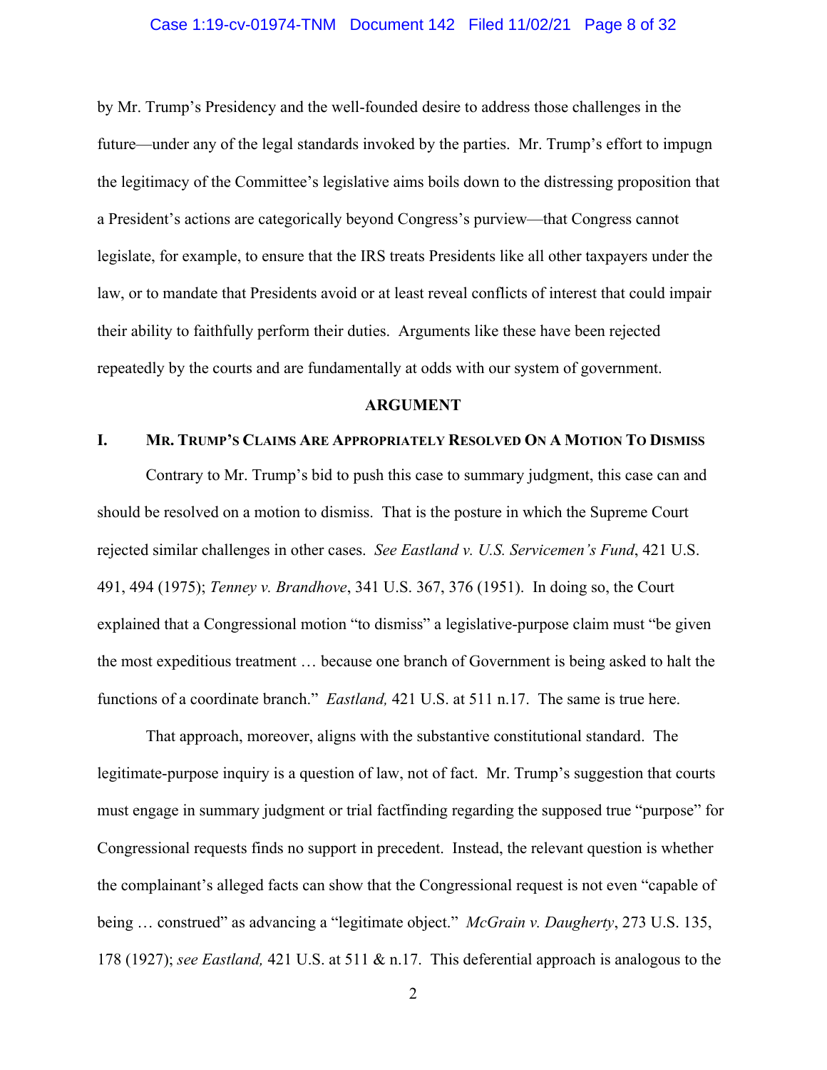by Mr. Trump's Presidency and the well-founded desire to address those challenges in the future—under any of the legal standards invoked by the parties. Mr. Trump's effort to impugn the legitimacy of the Committee's legislative aims boils down to the distressing proposition that a President's actions are categorically beyond Congress's purview—that Congress cannot legislate, for example, to ensure that the IRS treats Presidents like all other taxpayers under the law, or to mandate that Presidents avoid or at least reveal conflicts of interest that could impair their ability to faithfully perform their duties. Arguments like these have been rejected repeatedly by the courts and are fundamentally at odds with our system of government.

## ARGUMENT

### I. MR. TRUMP'S CLAIMS ARE APPROPRIATELY RESOLVED ON A MOTION TO DISMISS

Contrary to Mr. Trump's bid to push this case to summary judgment, this case can and should be resolved on a motion to dismiss. That is the posture in which the Supreme Court rejected similar challenges in other cases. *See Eastland v. U.S. Servicemen's Fund*, 421 U.S. 491, 494 (1975); *Tenney v. Brandhove*, 341 U.S. 367, 376 (1951). In doing so, the Court explained that a Congressional motion "to dismiss" a legislative-purpose claim must "be given the most expeditious treatment … because one branch of Government is being asked to halt the functions of a coordinate branch." *Eastland,* 421 U.S. at 511 n.17. The same is true here.

That approach, moreover, aligns with the substantive constitutional standard. The legitimate-purpose inquiry is a question of law, not of fact. Mr. Trump's suggestion that courts must engage in summary judgment or trial factfinding regarding the supposed true "purpose" for Congressional requests finds no support in precedent. Instead, the relevant question is whether the complainant's alleged facts can show that the Congressional request is not even "capable of being … construed" as advancing a "legitimate object." *McGrain v. Daugherty*, 273 U.S. 135, 178 (1927); *see Eastland,* 421 U.S. at 511 & n.17. This deferential approach is analogous to the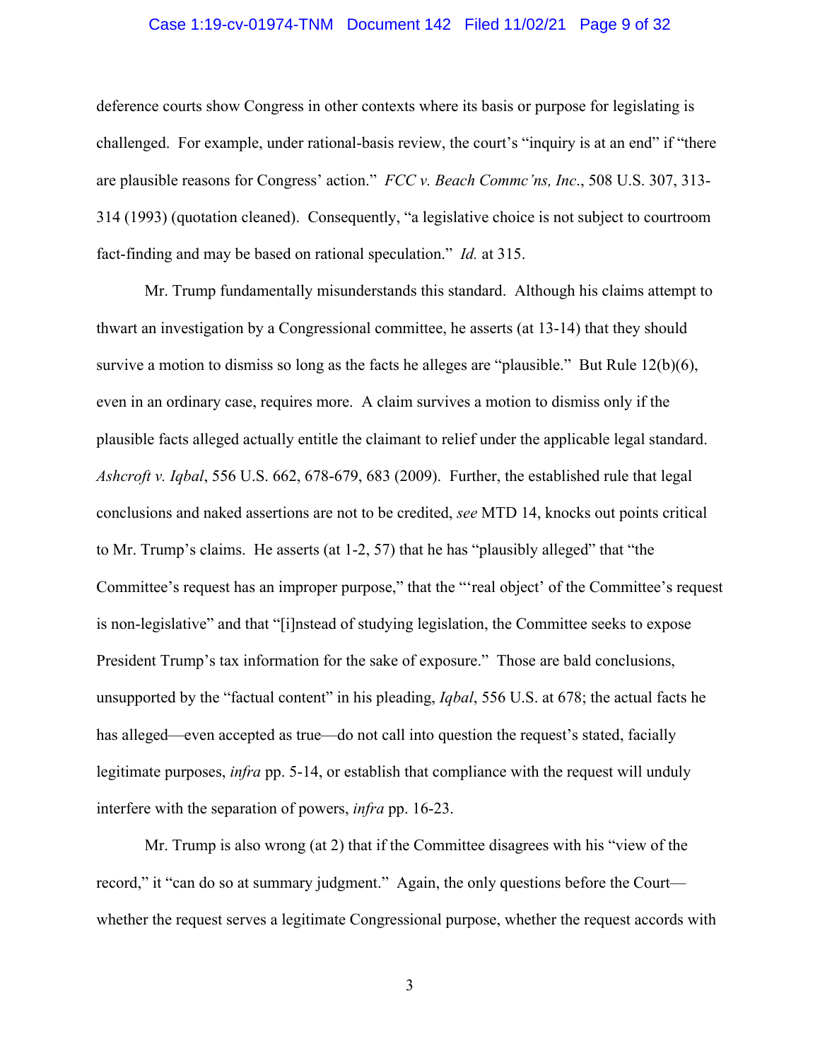deference courts show Congress in other contexts where its basis or purpose for legislating is challenged. For example, under rational-basis review, the court's "inquiry is at an end" if "there are plausible reasons for Congress' action." *FCC v. Beach Commc'ns, Inc.*, 508 U.S. 307, 313-314 (1993) (quotation cleaned). Consequently, "a legislative choice is not subject to courtroom fact-finding and may be based on rational speculation." *Id.* at 315.

Mr. Trump fundamentally misunderstands this standard. Although his claims attempt to thwart an investigation by a Congressional committee, he asserts (at 13-14) that they should survive a motion to dismiss so long as the facts he alleges are "plausible." But Rule 12(b)(6), even in an ordinary case, requires more. A claim survives a motion to dismiss only if the plausible facts alleged actually entitle the claimant to relief under the applicable legal standard. *Ashcroft v. Iqbal*, 556 U.S. 662, 678-679, 683 (2009). Further, the established rule that legal conclusions and naked assertions are not to be credited, *see* MTD 14, knocks out points critical to Mr. Trump's claims. He asserts (at 1-2, 57) that he has "plausibly alleged" that "the Committee's request has an improper purpose," that the "'real object' of the Committee's request is non-legislative" and that "[i]nstead of studying legislation, the Committee seeks to expose President Trump's tax information for the sake of exposure." Those are bald conclusions, unsupported by the "factual content" in his pleading, *Iqbal*, 556 U.S. at 678; the actual facts he has alleged—even accepted as true—do not call into question the request's stated, facially legitimate purposes, *infra* pp. 5-14, or establish that compliance with the request will unduly interfere with the separation of powers, *infra* pp. 16-23.

Mr. Trump is also wrong (at 2) that if the Committee disagrees with his "view of the record," it "can do so at summary judgment." Again, the only questions before the Court—whether the request serves a legitimate Congressional purpose, whether the request accords with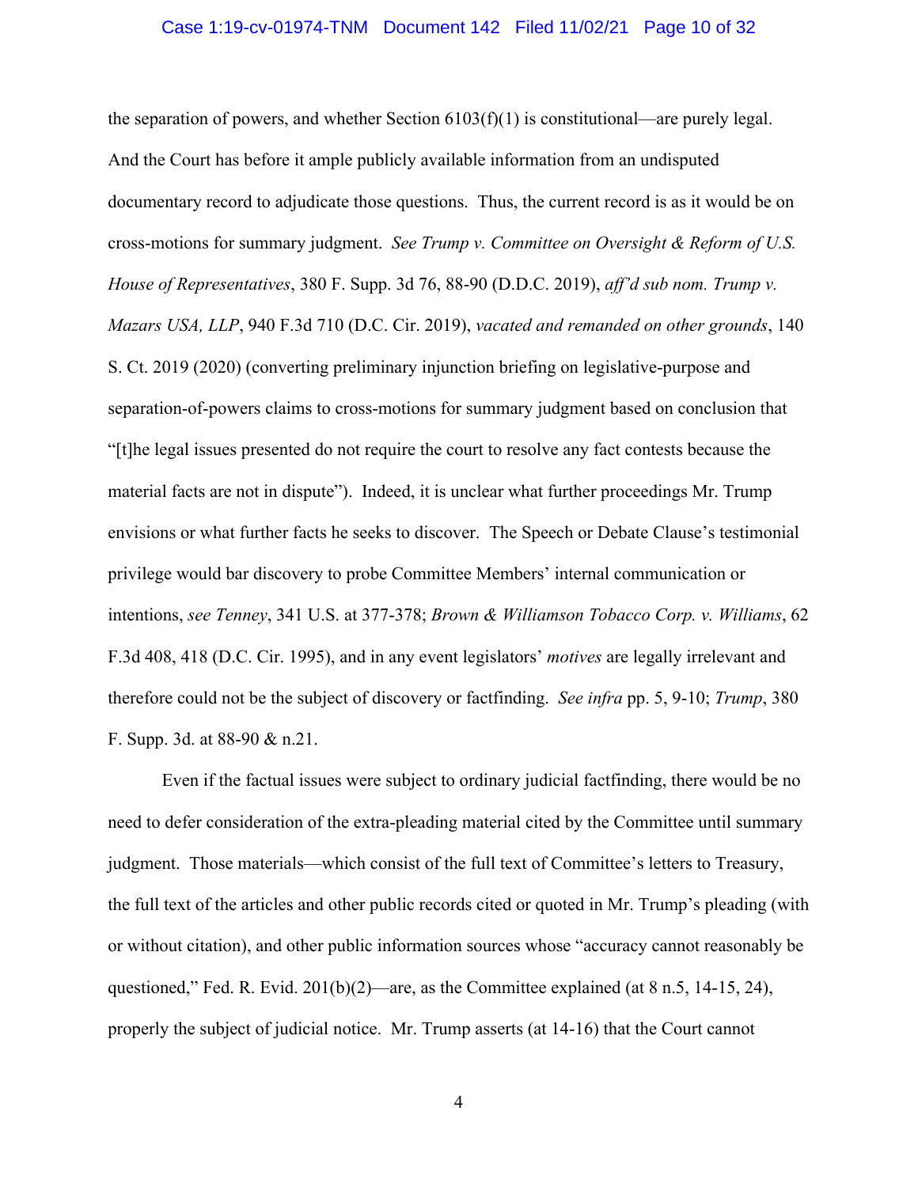the separation of powers, and whether Section 6103(f)(1) is constitutional—are purely legal. And the Court has before it ample publicly available information from an undisputed documentary record to adjudicate those questions. Thus, the current record is as it would be on cross-motions for summary judgment. *See Trump v. Committee on Oversight & Reform of U.S. House of Representatives*, 380 F. Supp. 3d 76, 88-90 (D.D.C. 2019), *aff'd sub nom. Trump v. Mazars USA, LLP*, 940 F.3d 710 (D.C. Cir. 2019), *vacated and remanded on other grounds*, 140 S. Ct. 2019 (2020) (converting preliminary injunction briefing on legislative-purpose and separation-of-powers claims to cross-motions for summary judgment based on conclusion that "[t]he legal issues presented do not require the court to resolve any fact contests because the material facts are not in dispute"). Indeed, it is unclear what further proceedings Mr. Trump envisions or what further facts he seeks to discover. The Speech or Debate Clause's testimonial privilege would bar discovery to probe Committee Members' internal communication or intentions, *see Tenney*, 341 U.S. at 377-378; *Brown & Williamson Tobacco Corp. v. Williams*, 62 F.3d 408, 418 (D.C. Cir. 1995), and in any event legislators' *motives* are legally irrelevant and therefore could not be the subject of discovery or factfinding. *See infra* pp. 5, 9-10; *Trump*, 380 F. Supp. 3d. at 88-90 & n.21.

Even if the factual issues were subject to ordinary judicial factfinding, there would be no need to defer consideration of the extra-pleading material cited by the Committee until summary judgment. Those materials—which consist of the full text of Committee's letters to Treasury, the full text of the articles and other public records cited or quoted in Mr. Trump's pleading (with or without citation), and other public information sources whose "accuracy cannot reasonably be questioned," Fed. R. Evid. 201(b)(2)—are, as the Committee explained (at 8 n.5, 14-15, 24), properly the subject of judicial notice. Mr. Trump asserts (at 14-16) that the Court cannot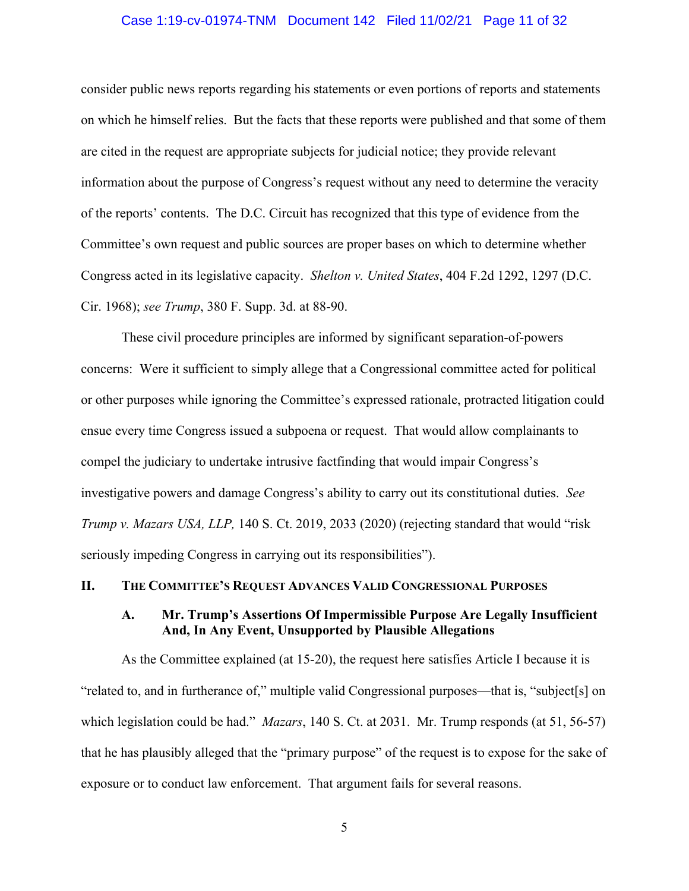consider public news reports regarding his statements or even portions of reports and statements on which he himself relies. But the facts that these reports were published and that some of them are cited in the request are appropriate subjects for judicial notice; they provide relevant information about the purpose of Congress's request without any need to determine the veracity of the reports' contents. The D.C. Circuit has recognized that this type of evidence from the Committee's own request and public sources are proper bases on which to determine whether Congress acted in its legislative capacity. *Shelton v. United States*, 404 F.2d 1292, 1297 (D.C. Cir. 1968); *see Trump*, 380 F. Supp. 3d. at 88-90.

These civil procedure principles are informed by significant separation-of-powers concerns: Were it sufficient to simply allege that a Congressional committee acted for political or other purposes while ignoring the Committee's expressed rationale, protracted litigation could ensue every time Congress issued a subpoena or request. That would allow complainants to compel the judiciary to undertake intrusive factfinding that would impair Congress's investigative powers and damage Congress's ability to carry out its constitutional duties. *See Trump v. Mazars USA, LLP,* 140 S. Ct. 2019, 2033 (2020) (rejecting standard that would "risk seriously impeding Congress in carrying out its responsibilities").

## II. THE COMMITTEE'S REQUEST ADVANCES VALID CONGRESSIONAL PURPOSES

### A. Mr. Trump's Assertions Of Impermissible Purpose Are Legally Insufficient And, In Any Event, Unsupported by Plausible Allegations

As the Committee explained (at 15-20), the request here satisfies Article I because it is "related to, and in furtherance of," multiple valid Congressional purposes—that is, "subject[s] on which legislation could be had." *Mazars*, 140 S. Ct. at 2031. Mr. Trump responds (at 51, 56-57) that he has plausibly alleged that the "primary purpose" of the request is to expose for the sake of exposure or to conduct law enforcement. That argument fails for several reasons.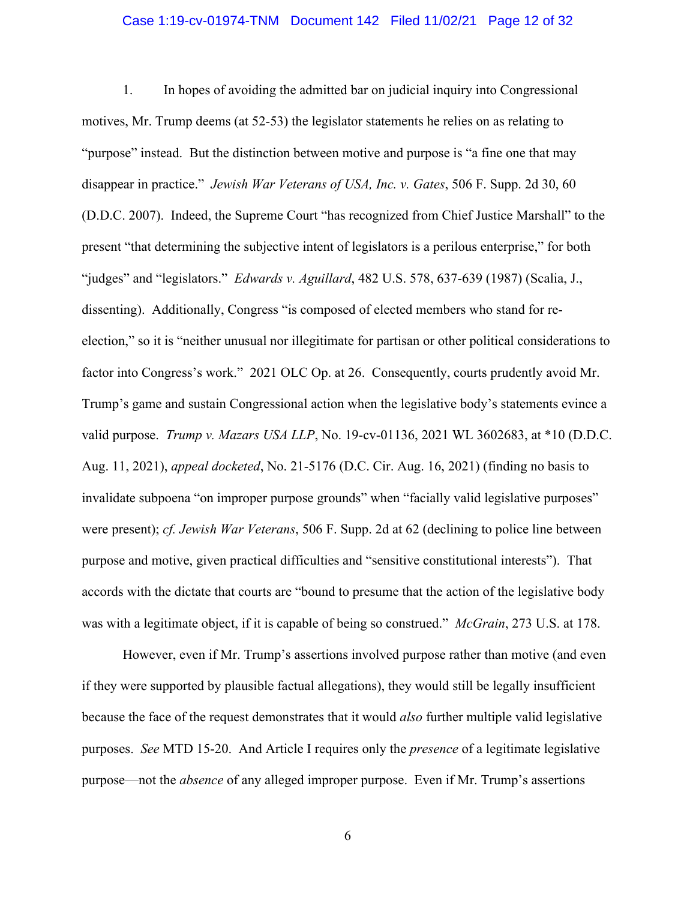1. In hopes of avoiding the admitted bar on judicial inquiry into Congressional motives, Mr. Trump deems (at 52-53) the legislator statements he relies on as relating to "purpose" instead. But the distinction between motive and purpose is "a fine one that may disappear in practice." *Jewish War Veterans of USA, Inc. v. Gates*, 506 F. Supp. 2d 30, 60 (D.D.C. 2007). Indeed, the Supreme Court "has recognized from Chief Justice Marshall" to the present "that determining the subjective intent of legislators is a perilous enterprise," for both "judges" and "legislators." *Edwards v. Aguillard*, 482 U.S. 578, 637-639 (1987) (Scalia, J., dissenting). Additionally, Congress "is composed of elected members who stand for re-election," so it is "neither unusual nor illegitimate for partisan or other political considerations to factor into Congress's work." 2021 OLC Op. at 26. Consequently, courts prudently avoid Mr. Trump's game and sustain Congressional action when the legislative body's statements evince a valid purpose. *Trump v. Mazars USA LLP*, No. 19-cv-01136, 2021 WL 3602683, at *10 (D.D.C. Aug. 11, 2021), *appeal docketed*, No. 21-5176 (D.C. Cir. Aug. 16, 2021) (finding no basis to invalidate subpoena "on improper purpose grounds" when "facially valid legislative purposes" were present); *cf. Jewish War Veterans*, 506 F. Supp. 2d at 62 (declining to police line between purpose and motive, given practical difficulties and "sensitive constitutional interests"). That accords with the dictate that courts are "bound to presume that the action of the legislative body was with a legitimate object, if it is capable of being so construed." *McGrain*, 273 U.S. at 178.

However, even if Mr. Trump's assertions involved purpose rather than motive (and even if they were supported by plausible factual allegations), they would still be legally insufficient because the face of the request demonstrates that it would *also* further multiple valid legislative purposes. *See* MTD 15-20. And Article I requires only the *presence* of a legitimate legislative purpose—not the *absence* of any alleged improper purpose. Even if Mr. Trump's assertions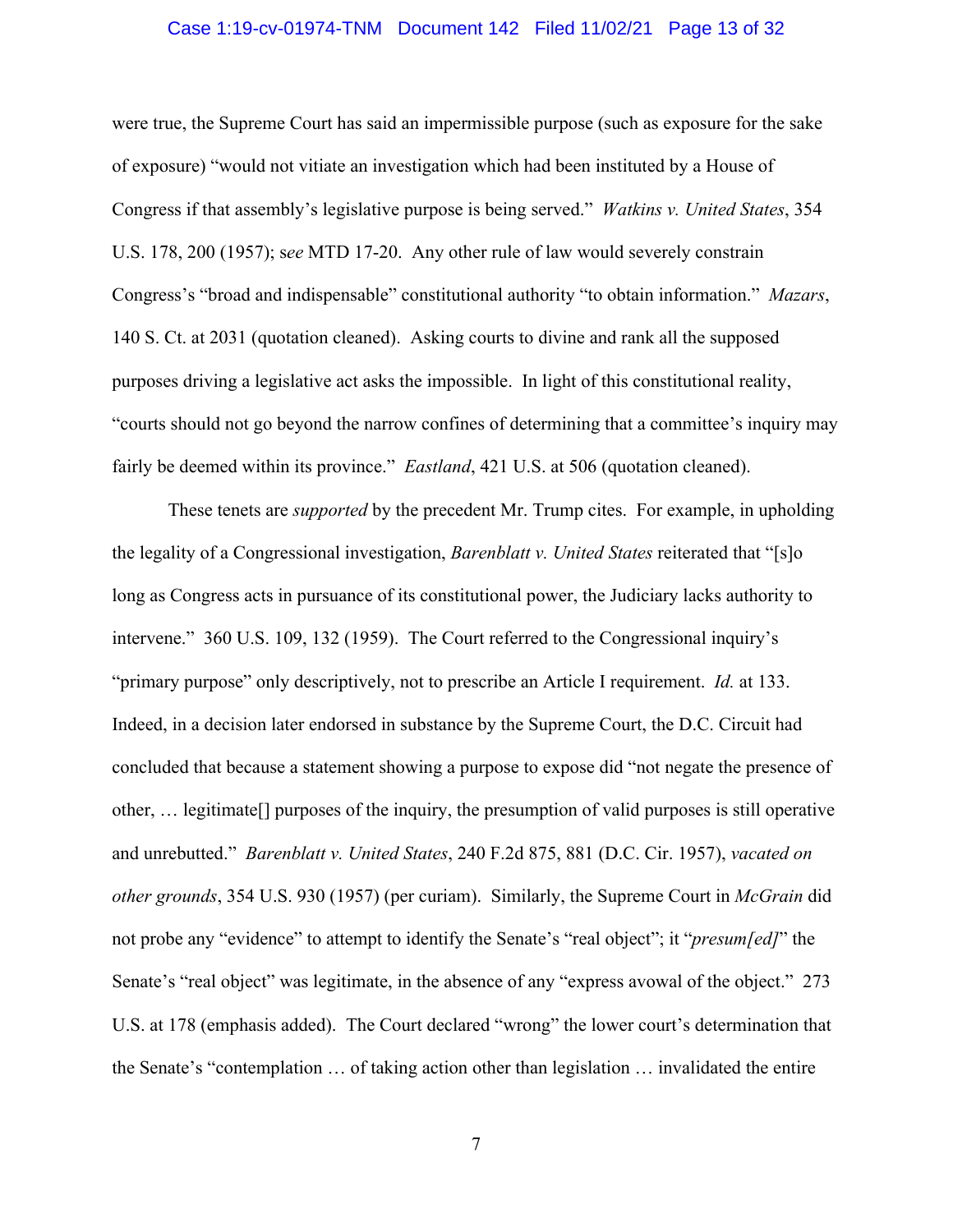were true, the Supreme Court has said an impermissible purpose (such as exposure for the sake of exposure) "would not vitiate an investigation which had been instituted by a House of Congress if that assembly's legislative purpose is being served." *Watkins v. United States*, 354 U.S. 178, 200 (1957); s*ee* MTD 17-20. Any other rule of law would severely constrain Congress's "broad and indispensable" constitutional authority "to obtain information." *Mazars*, 140 S. Ct. at 2031 (quotation cleaned). Asking courts to divine and rank all the supposed purposes driving a legislative act asks the impossible. In light of this constitutional reality, "courts should not go beyond the narrow confines of determining that a committee's inquiry may fairly be deemed within its province." *Eastland*, 421 U.S. at 506 (quotation cleaned).

These tenets are *supported* by the precedent Mr. Trump cites. For example, in upholding the legality of a Congressional investigation, *Barenblatt v. United States* reiterated that "[s]o long as Congress acts in pursuance of its constitutional power, the Judiciary lacks authority to intervene." 360 U.S. 109, 132 (1959). The Court referred to the Congressional inquiry's "primary purpose" only descriptively, not to prescribe an Article I requirement. *Id.* at 133. Indeed, in a decision later endorsed in substance by the Supreme Court, the D.C. Circuit had concluded that because a statement showing a purpose to expose did "not negate the presence of other, … legitimate[] purposes of the inquiry, the presumption of valid purposes is still operative and unrebutted." *Barenblatt v. United States*, 240 F.2d 875, 881 (D.C. Cir. 1957), *vacated on other grounds*, 354 U.S. 930 (1957) (per curiam). Similarly, the Supreme Court in *McGrain* did not probe any "evidence" to attempt to identify the Senate's "real object"; it "*presum[ed]*" the Senate's "real object" was legitimate, in the absence of any "express avowal of the object." 273 U.S. at 178 (emphasis added). The Court declared "wrong" the lower court's determination that the Senate's "contemplation … of taking action other than legislation … invalidated the entire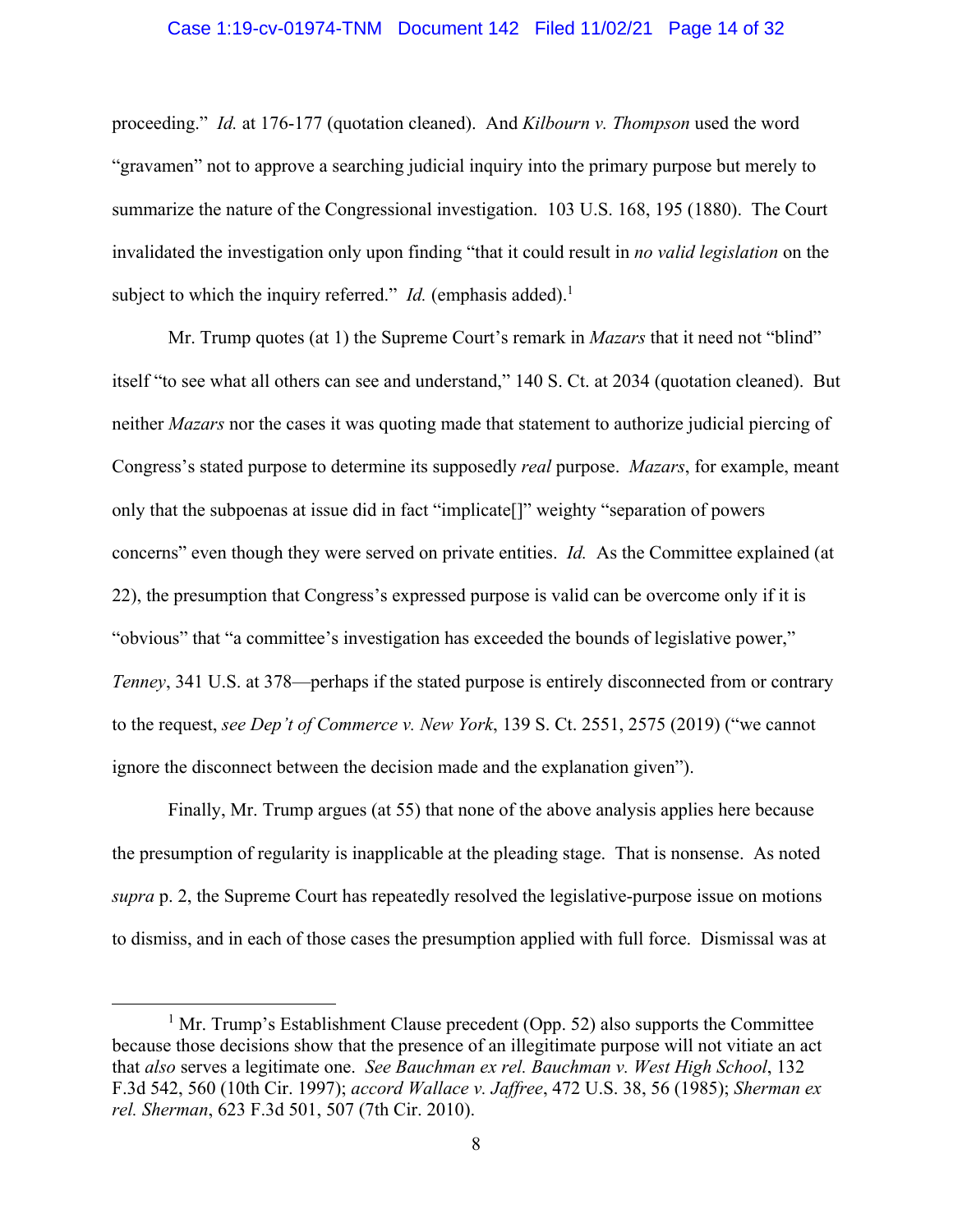proceeding." *Id.* at 176-177 (quotation cleaned). And *Kilbourn v. Thompson* used the word "gravamen" not to approve a searching judicial inquiry into the primary purpose but merely to summarize the nature of the Congressional investigation. 103 U.S. 168, 195 (1880). The Court invalidated the investigation only upon finding "that it could result in *no valid legislation* on the subject to which the inquiry referred." *Id.* (emphasis added).[1]

Mr. Trump quotes (at 1) the Supreme Court's remark in *Mazars* that it need not "blind" itself "to see what all others can see and understand," 140 S. Ct. at 2034 (quotation cleaned). But neither *Mazars* nor the cases it was quoting made that statement to authorize judicial piercing of Congress's stated purpose to determine its supposedly *real* purpose. *Mazars*, for example, meant only that the subpoenas at issue did in fact "implicate[]" weighty "separation of powers concerns" even though they were served on private entities. *Id.* As the Committee explained (at 22), the presumption that Congress's expressed purpose is valid can be overcome only if it is "obvious" that "a committee's investigation has exceeded the bounds of legislative power," *Tenney*, 341 U.S. at 378—perhaps if the stated purpose is entirely disconnected from or contrary to the request, *see Dep't of Commerce v. New York*, 139 S. Ct. 2551, 2575 (2019) ("we cannot ignore the disconnect between the decision made and the explanation given").

Finally, Mr. Trump argues (at 55) that none of the above analysis applies here because the presumption of regularity is inapplicable at the pleading stage. That is nonsense. As noted *supra* p. 2, the Supreme Court has repeatedly resolved the legislative-purpose issue on motions to dismiss, and in each of those cases the presumption applied with full force. Dismissal was at

---

[1] Mr. Trump's Establishment Clause precedent (Opp. 52) also supports the Committee because those decisions show that the presence of an illegitimate purpose will not vitiate an act that *also* serves a legitimate one. *See Bauchman ex rel. Bauchman v. West High School*, 132 F.3d 542, 560 (10th Cir. 1997); *accord Wallace v. Jaffree*, 472 U.S. 38, 56 (1985); *Sherman ex rel. Sherman*, 623 F.3d 501, 507 (7th Cir. 2010).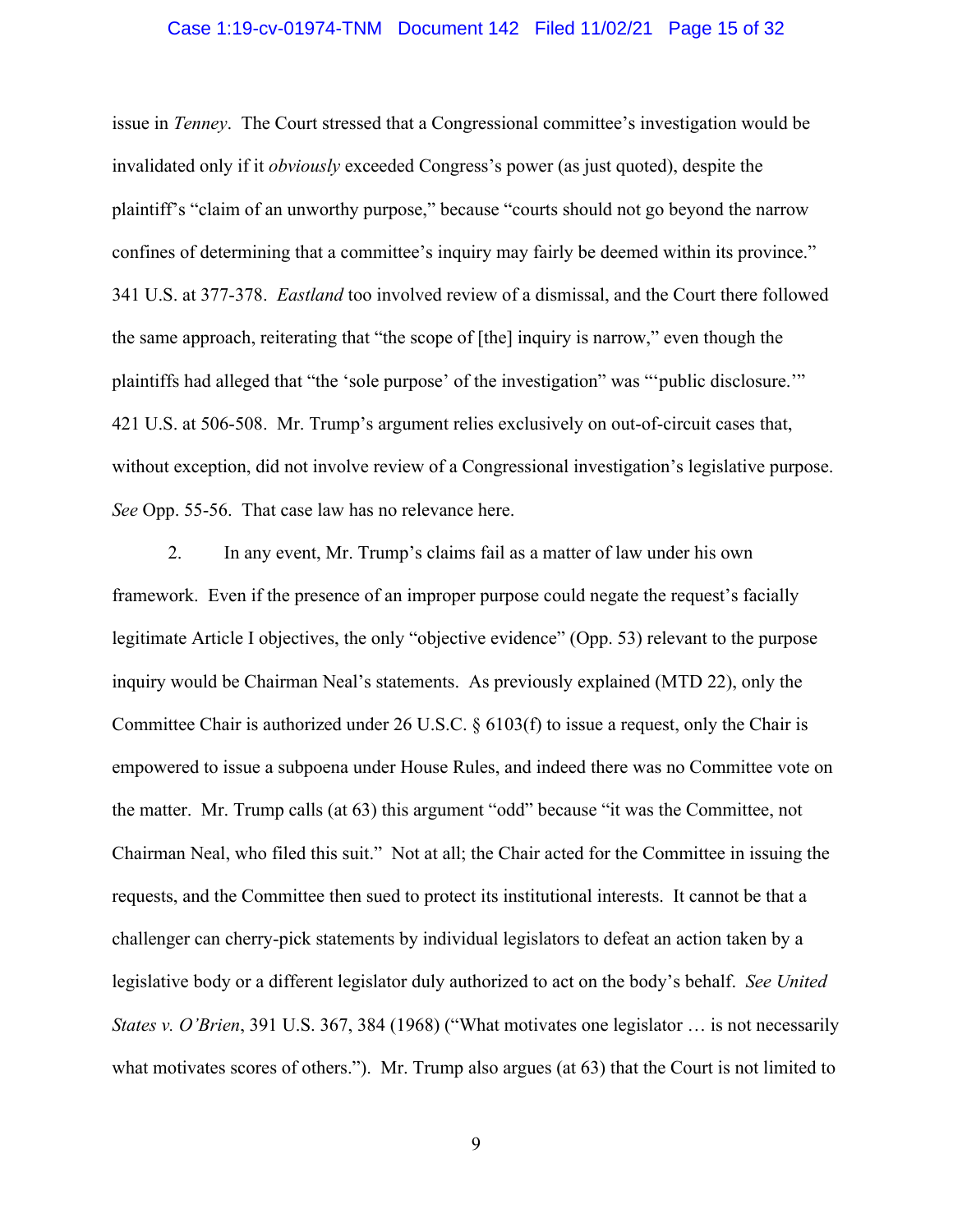issue in *Tenney*. The Court stressed that a Congressional committee's investigation would be invalidated only if it *obviously* exceeded Congress's power (as just quoted), despite the plaintiff's "claim of an unworthy purpose," because "courts should not go beyond the narrow confines of determining that a committee's inquiry may fairly be deemed within its province." 341 U.S. at 377-378. *Eastland* too involved review of a dismissal, and the Court there followed the same approach, reiterating that "the scope of [the] inquiry is narrow," even though the plaintiffs had alleged that "the 'sole purpose' of the investigation" was "'public disclosure.'" 421 U.S. at 506-508. Mr. Trump's argument relies exclusively on out-of-circuit cases that, without exception, did not involve review of a Congressional investigation's legislative purpose. *See* Opp. 55-56. That case law has no relevance here.

2. In any event, Mr. Trump's claims fail as a matter of law under his own framework. Even if the presence of an improper purpose could negate the request's facially legitimate Article I objectives, the only "objective evidence" (Opp. 53) relevant to the purpose inquiry would be Chairman Neal's statements. As previously explained (MTD 22), only the Committee Chair is authorized under 26 U.S.C. § 6103(f) to issue a request, only the Chair is empowered to issue a subpoena under House Rules, and indeed there was no Committee vote on the matter. Mr. Trump calls (at 63) this argument "odd" because "it was the Committee, not Chairman Neal, who filed this suit." Not at all; the Chair acted for the Committee in issuing the requests, and the Committee then sued to protect its institutional interests. It cannot be that a challenger can cherry-pick statements by individual legislators to defeat an action taken by a legislative body or a different legislator duly authorized to act on the body's behalf. *See United States v. O'Brien*, 391 U.S. 367, 384 (1968) ("What motivates one legislator … is not necessarily what motivates scores of others."). Mr. Trump also argues (at 63) that the Court is not limited to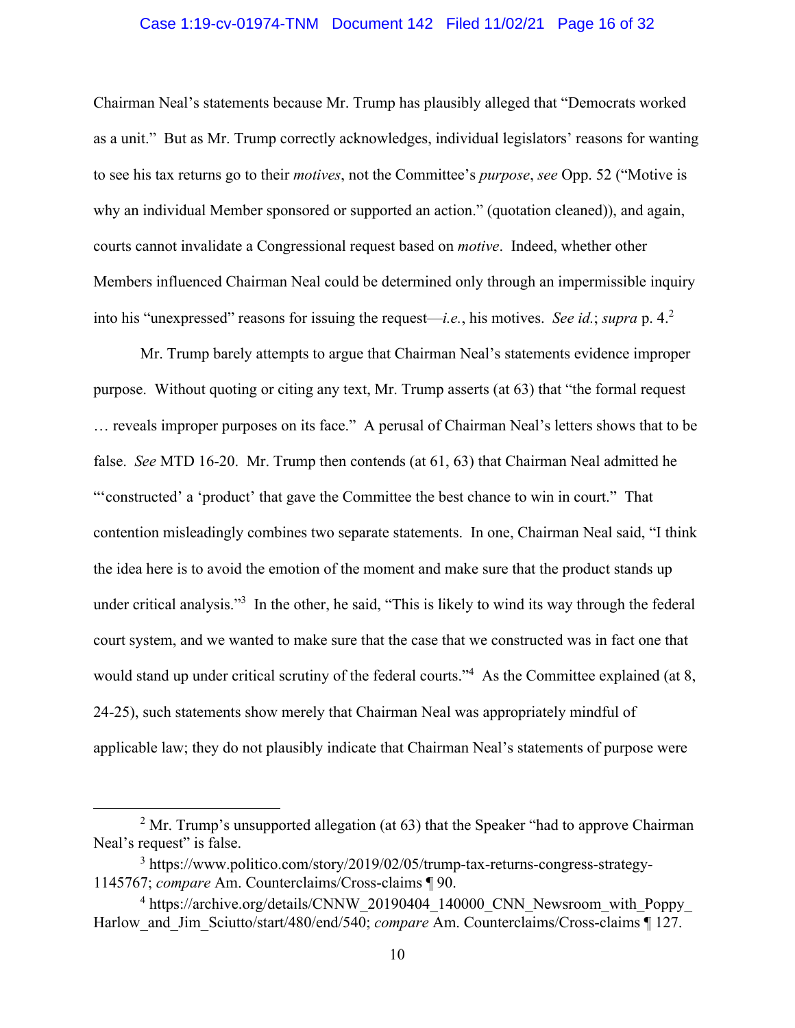Chairman Neal's statements because Mr. Trump has plausibly alleged that "Democrats worked as a unit." But as Mr. Trump correctly acknowledges, individual legislators' reasons for wanting to see his tax returns go to their *motives*, not the Committee's *purpose*, *see* Opp. 52 ("Motive is why an individual Member sponsored or supported an action." (quotation cleaned)), and again, courts cannot invalidate a Congressional request based on *motive*. Indeed, whether other Members influenced Chairman Neal could be determined only through an impermissible inquiry into his "unexpressed" reasons for issuing the request—*i.e.*, his motives. *See id.*; *supra* p. 4.[2]

Mr. Trump barely attempts to argue that Chairman Neal's statements evidence improper purpose. Without quoting or citing any text, Mr. Trump asserts (at 63) that "the formal request … reveals improper purposes on its face." A perusal of Chairman Neal's letters shows that to be false. *See* MTD 16-20. Mr. Trump then contends (at 61, 63) that Chairman Neal admitted he "'constructed' a 'product' that gave the Committee the best chance to win in court." That contention misleadingly combines two separate statements. In one, Chairman Neal said, "I think the idea here is to avoid the emotion of the moment and make sure that the product stands up under critical analysis."[3] In the other, he said, "This is likely to wind its way through the federal court system, and we wanted to make sure that the case that we constructed was in fact one that would stand up under critical scrutiny of the federal courts."[4] As the Committee explained (at 8, 24-25), such statements show merely that Chairman Neal was appropriately mindful of applicable law; they do not plausibly indicate that Chairman Neal's statements of purpose were

---

[2] Mr. Trump's unsupported allegation (at 63) that the Speaker "had to approve Chairman Neal's request" is false.

[3] https://www.politico.com/story/2019/02/05/trump-tax-returns-congress-strategy-1145767; *compare* Am. Counterclaims/Cross-claims ¶ 90.

[4] https://archive.org/details/CNNW_20190404_140000_CNN_Newsroom_with_Poppy_Harlow_and_Jim_Sciutto/start/480/end/540; *compare* Am. Counterclaims/Cross-claims ¶ 127.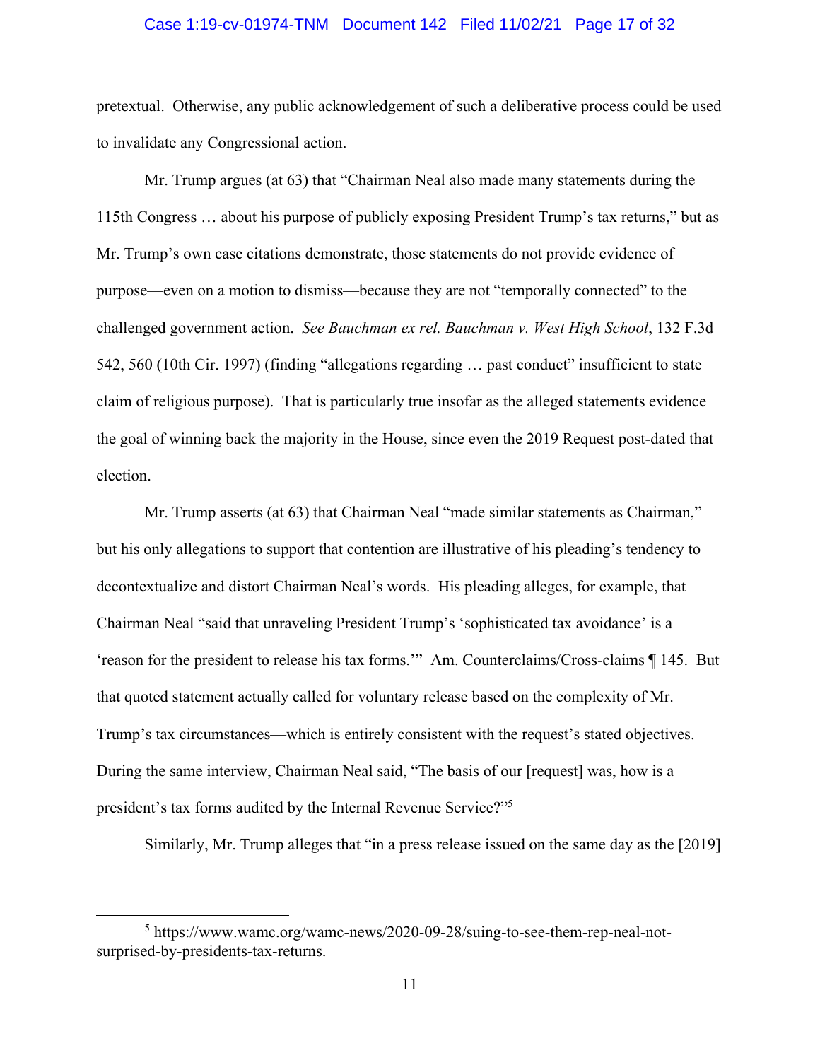pretextual. Otherwise, any public acknowledgement of such a deliberative process could be used to invalidate any Congressional action.

Mr. Trump argues (at 63) that "Chairman Neal also made many statements during the 115th Congress … about his purpose of publicly exposing President Trump's tax returns," but as Mr. Trump's own case citations demonstrate, those statements do not provide evidence of purpose—even on a motion to dismiss—because they are not "temporally connected" to the challenged government action. *See Bauchman ex rel. Bauchman v. West High School*, 132 F.3d 542, 560 (10th Cir. 1997) (finding "allegations regarding … past conduct" insufficient to state claim of religious purpose). That is particularly true insofar as the alleged statements evidence the goal of winning back the majority in the House, since even the 2019 Request post-dated that election.

Mr. Trump asserts (at 63) that Chairman Neal "made similar statements as Chairman," but his only allegations to support that contention are illustrative of his pleading's tendency to decontextualize and distort Chairman Neal's words. His pleading alleges, for example, that Chairman Neal "said that unraveling President Trump's 'sophisticated tax avoidance' is a 'reason for the president to release his tax forms.'" Am. Counterclaims/Cross-claims ¶ 145. But that quoted statement actually called for voluntary release based on the complexity of Mr. Trump's tax circumstances—which is entirely consistent with the request's stated objectives. During the same interview, Chairman Neal said, "The basis of our [request] was, how is a president's tax forms audited by the Internal Revenue Service?"[5]

Similarly, Mr. Trump alleges that "in a press release issued on the same day as the [2019]

---

[5] https://www.wamc.org/wamc-news/2020-09-28/suing-to-see-them-rep-neal-not-surprised-by-presidents-tax-returns.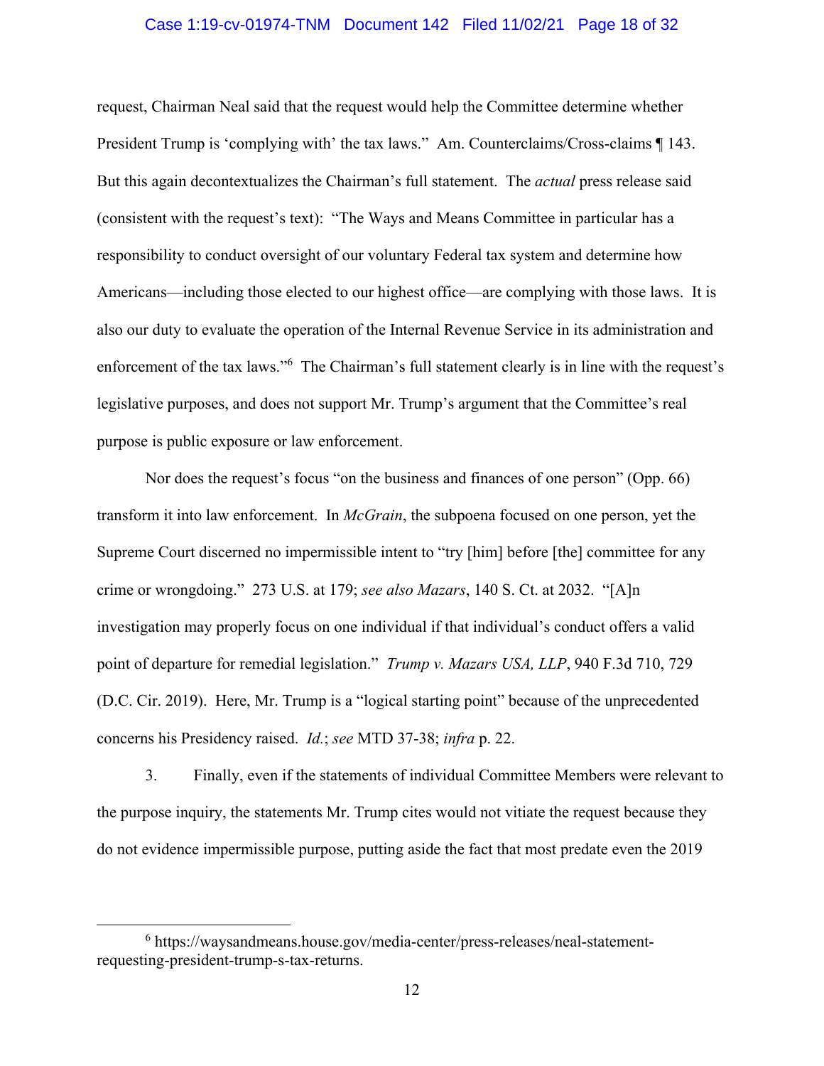request, Chairman Neal said that the request would help the Committee determine whether President Trump is 'complying with' the tax laws." Am. Counterclaims/Cross-claims ¶ 143. But this again decontextualizes the Chairman's full statement. The *actual* press release said (consistent with the request's text): "The Ways and Means Committee in particular has a responsibility to conduct oversight of our voluntary Federal tax system and determine how Americans—including those elected to our highest office—are complying with those laws. It is also our duty to evaluate the operation of the Internal Revenue Service in its administration and enforcement of the tax laws."[6] The Chairman's full statement clearly is in line with the request's legislative purposes, and does not support Mr. Trump's argument that the Committee's real purpose is public exposure or law enforcement.

Nor does the request's focus "on the business and finances of one person" (Opp. 66) transform it into law enforcement. In *McGrain*, the subpoena focused on one person, yet the Supreme Court discerned no impermissible intent to "try [him] before [the] committee for any crime or wrongdoing." 273 U.S. at 179; *see also Mazars*, 140 S. Ct. at 2032. "[A]n investigation may properly focus on one individual if that individual's conduct offers a valid point of departure for remedial legislation." *Trump v. Mazars USA, LLP*, 940 F.3d 710, 729 (D.C. Cir. 2019). Here, Mr. Trump is a "logical starting point" because of the unprecedented concerns his Presidency raised. *Id.*; *see* MTD 37-38; *infra* p. 22.

3. Finally, even if the statements of individual Committee Members were relevant to the purpose inquiry, the statements Mr. Trump cites would not vitiate the request because they do not evidence impermissible purpose, putting aside the fact that most predate even the 2019

---

[6] https://waysandmeans.house.gov/media-center/press-releases/neal-statement-requesting-president-trump-s-tax-returns.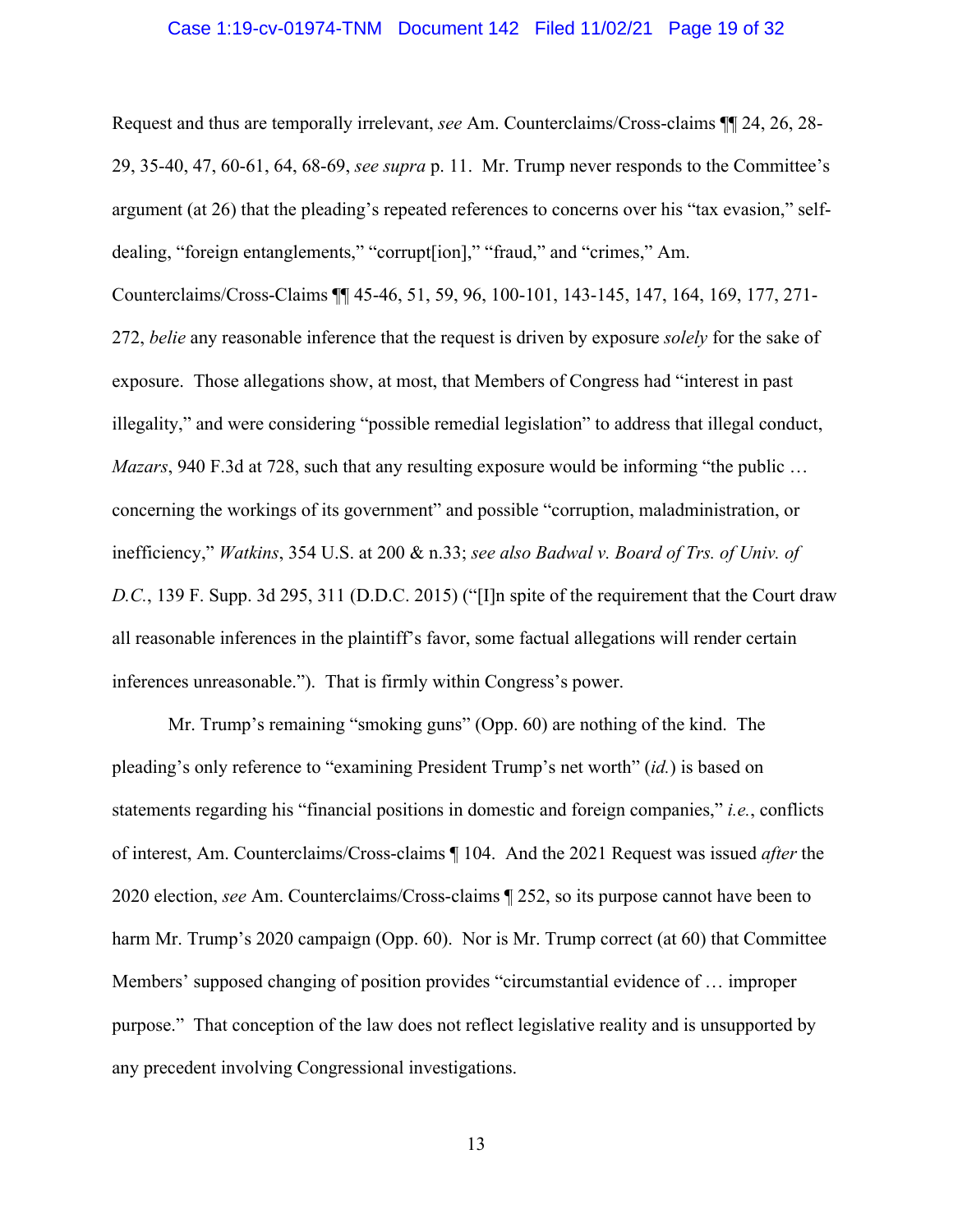Request and thus are temporally irrelevant, *see* Am. Counterclaims/Cross-claims ¶¶ 24, 26, 28-29, 35-40, 47, 60-61, 64, 68-69, *see supra* p. 11. Mr. Trump never responds to the Committee's argument (at 26) that the pleading's repeated references to concerns over his "tax evasion," self-dealing, "foreign entanglements," "corrupt[ion]," "fraud," and "crimes," Am. Counterclaims/Cross-Claims ¶¶ 45-46, 51, 59, 96, 100-101, 143-145, 147, 164, 169, 177, 271-272, *belie* any reasonable inference that the request is driven by exposure *solely* for the sake of exposure. Those allegations show, at most, that Members of Congress had "interest in past illegality," and were considering "possible remedial legislation" to address that illegal conduct, *Mazars*, 940 F.3d at 728, such that any resulting exposure would be informing "the public … concerning the workings of its government" and possible "corruption, maladministration, or inefficiency," *Watkins*, 354 U.S. at 200 & n.33; *see also Badwal v. Board of Trs. of Univ. of D.C.*, 139 F. Supp. 3d 295, 311 (D.D.C. 2015) ("[I]n spite of the requirement that the Court draw all reasonable inferences in the plaintiff's favor, some factual allegations will render certain inferences unreasonable."). That is firmly within Congress's power.

Mr. Trump's remaining "smoking guns" (Opp. 60) are nothing of the kind. The pleading's only reference to "examining President Trump's net worth" (*id.*) is based on statements regarding his "financial positions in domestic and foreign companies," *i.e.*, conflicts of interest, Am. Counterclaims/Cross-claims ¶ 104. And the 2021 Request was issued *after* the 2020 election, *see* Am. Counterclaims/Cross-claims ¶ 252, so its purpose cannot have been to harm Mr. Trump's 2020 campaign (Opp. 60). Nor is Mr. Trump correct (at 60) that Committee Members' supposed changing of position provides "circumstantial evidence of … improper purpose." That conception of the law does not reflect legislative reality and is unsupported by any precedent involving Congressional investigations.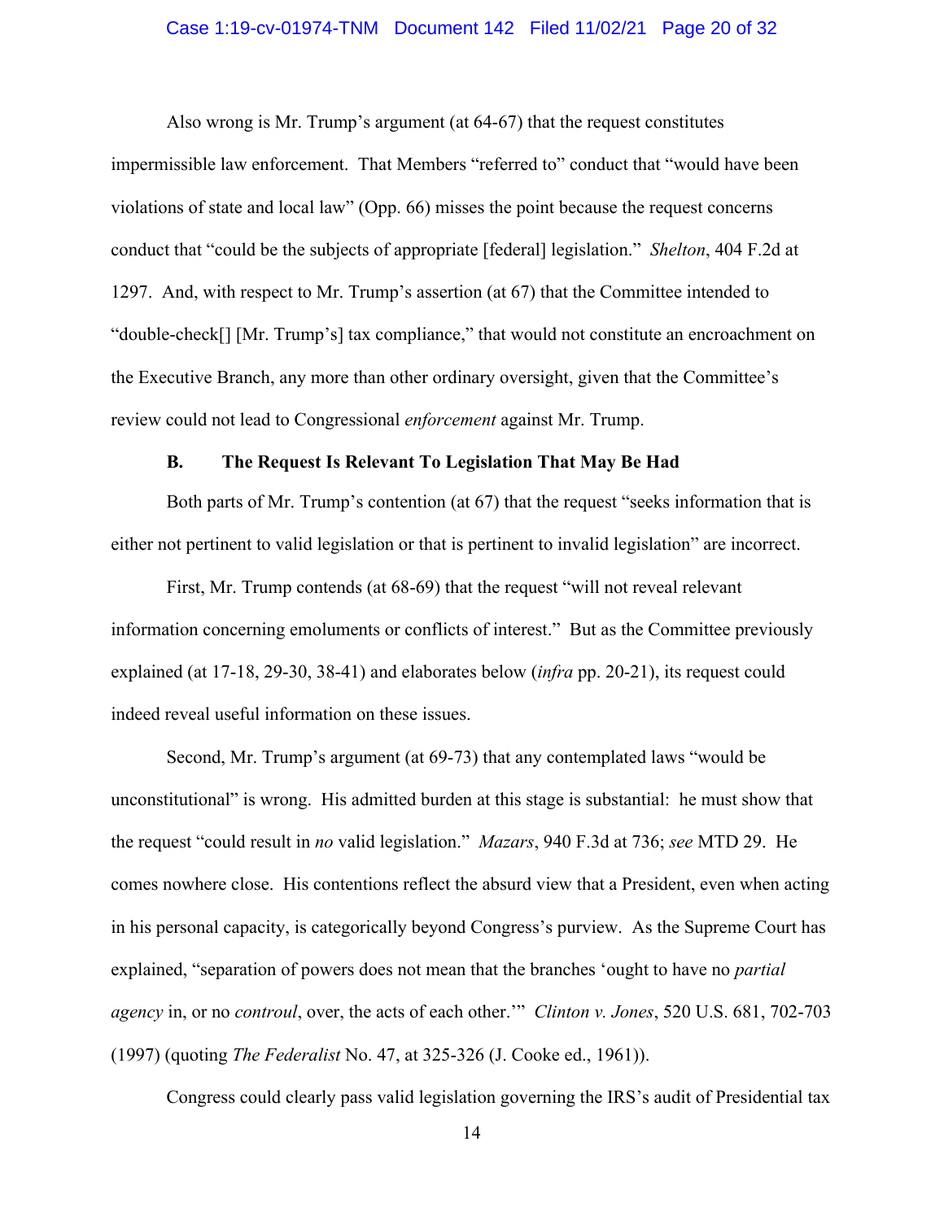Also wrong is Mr. Trump's argument (at 64-67) that the request constitutes impermissible law enforcement. That Members "referred to" conduct that "would have been violations of state and local law" (Opp. 66) misses the point because the request concerns conduct that "could be the subjects of appropriate [federal] legislation." *Shelton*, 404 F.2d at 1297. And, with respect to Mr. Trump's assertion (at 67) that the Committee intended to "double-check[] [Mr. Trump's] tax compliance," that would not constitute an encroachment on the Executive Branch, any more than other ordinary oversight, given that the Committee's review could not lead to Congressional *enforcement* against Mr. Trump.

### B. The Request Is Relevant To Legislation That May Be Had

Both parts of Mr. Trump's contention (at 67) that the request "seeks information that is either not pertinent to valid legislation or that is pertinent to invalid legislation" are incorrect.

First, Mr. Trump contends (at 68-69) that the request "will not reveal relevant information concerning emoluments or conflicts of interest." But as the Committee previously explained (at 17-18, 29-30, 38-41) and elaborates below (*infra* pp. 20-21), its request could indeed reveal useful information on these issues.

Second, Mr. Trump's argument (at 69-73) that any contemplated laws "would be unconstitutional" is wrong. His admitted burden at this stage is substantial: he must show that the request "could result in *no* valid legislation." *Mazars*, 940 F.3d at 736; *see* MTD 29. He comes nowhere close. His contentions reflect the absurd view that a President, even when acting in his personal capacity, is categorically beyond Congress's purview. As the Supreme Court has explained, "separation of powers does not mean that the branches 'ought to have no *partial agency* in, or no *controul*, over, the acts of each other.'" *Clinton v. Jones*, 520 U.S. 681, 702-703 (1997) (quoting *The Federalist* No. 47, at 325-326 (J. Cooke ed., 1961)).

Congress could clearly pass valid legislation governing the IRS's audit of Presidential tax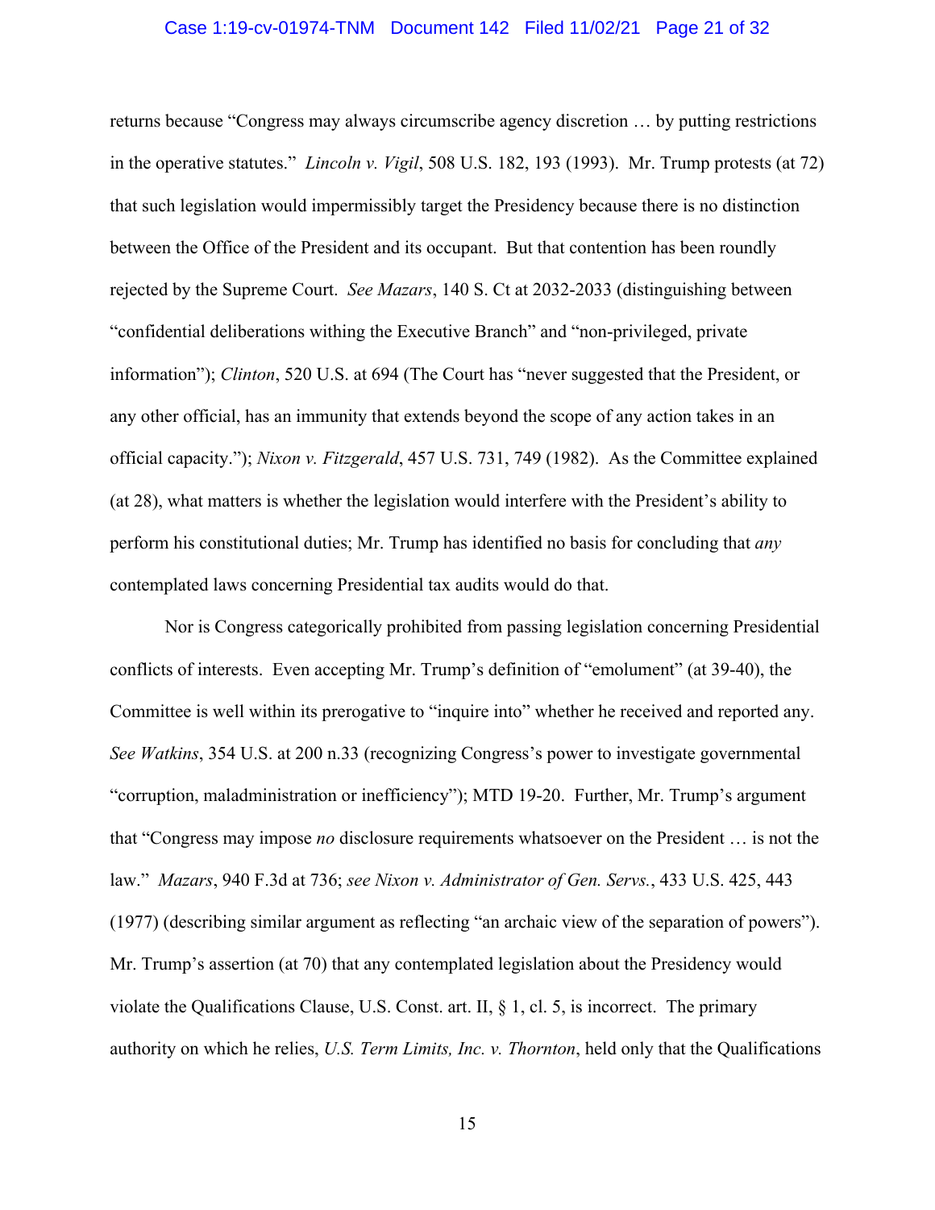returns because "Congress may always circumscribe agency discretion … by putting restrictions in the operative statutes." *Lincoln v. Vigil*, 508 U.S. 182, 193 (1993). Mr. Trump protests (at 72) that such legislation would impermissibly target the Presidency because there is no distinction between the Office of the President and its occupant. But that contention has been roundly rejected by the Supreme Court. *See Mazars*, 140 S. Ct at 2032-2033 (distinguishing between "confidential deliberations withing the Executive Branch" and "non-privileged, private information"); *Clinton*, 520 U.S. at 694 (The Court has "never suggested that the President, or any other official, has an immunity that extends beyond the scope of any action takes in an official capacity."); *Nixon v. Fitzgerald*, 457 U.S. 731, 749 (1982). As the Committee explained (at 28), what matters is whether the legislation would interfere with the President's ability to perform his constitutional duties; Mr. Trump has identified no basis for concluding that *any* contemplated laws concerning Presidential tax audits would do that.

Nor is Congress categorically prohibited from passing legislation concerning Presidential conflicts of interests. Even accepting Mr. Trump's definition of "emolument" (at 39-40), the Committee is well within its prerogative to "inquire into" whether he received and reported any. *See Watkins*, 354 U.S. at 200 n.33 (recognizing Congress's power to investigate governmental "corruption, maladministration or inefficiency"); MTD 19-20. Further, Mr. Trump's argument that "Congress may impose *no* disclosure requirements whatsoever on the President … is not the law." *Mazars*, 940 F.3d at 736; *see Nixon v. Administrator of Gen. Servs.*, 433 U.S. 425, 443 (1977) (describing similar argument as reflecting "an archaic view of the separation of powers"). Mr. Trump's assertion (at 70) that any contemplated legislation about the Presidency would violate the Qualifications Clause, U.S. Const. art. II, § 1, cl. 5, is incorrect. The primary authority on which he relies, *U.S. Term Limits, Inc. v. Thornton*, held only that the Qualifications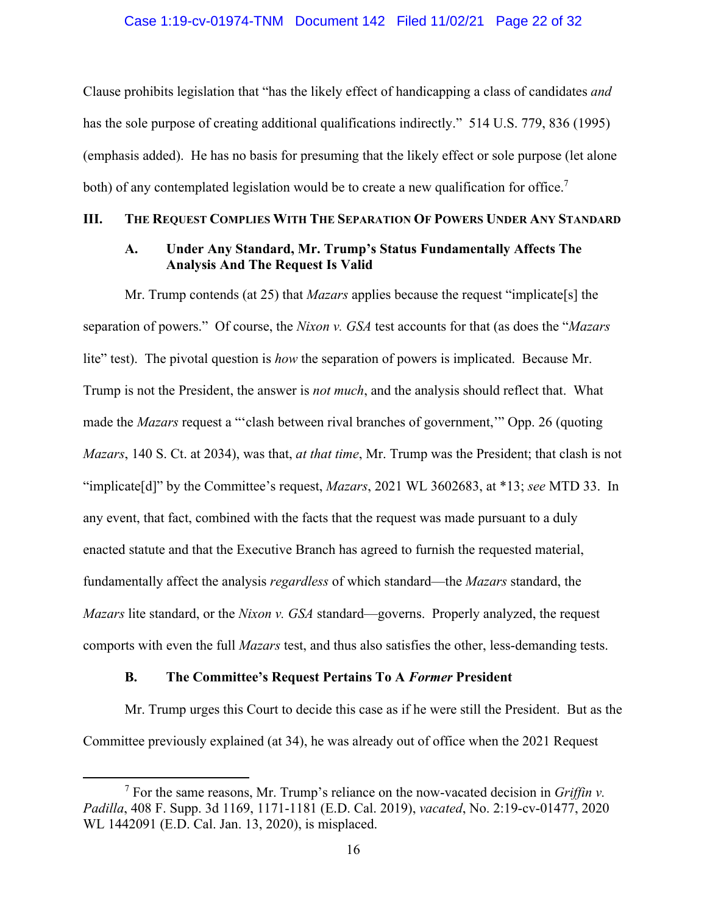Clause prohibits legislation that "has the likely effect of handicapping a class of candidates *and* has the sole purpose of creating additional qualifications indirectly." 514 U.S. 779, 836 (1995) (emphasis added). He has no basis for presuming that the likely effect or sole purpose (let alone both) of any contemplated legislation would be to create a new qualification for office.[7]

## III. THE REQUEST COMPLIES WITH THE SEPARATION OF POWERS UNDER ANY STANDARD

### A. Under Any Standard, Mr. Trump's Status Fundamentally Affects The Analysis And The Request Is Valid

Mr. Trump contends (at 25) that *Mazars* applies because the request "implicate[s] the separation of powers." Of course, the *Nixon v. GSA* test accounts for that (as does the "*Mazars* lite" test). The pivotal question is *how* the separation of powers is implicated. Because Mr. Trump is not the President, the answer is *not much*, and the analysis should reflect that. What made the *Mazars* request a "'clash between rival branches of government,'" Opp. 26 (quoting *Mazars*, 140 S. Ct. at 2034), was that, *at that time*, Mr. Trump was the President; that clash is not "implicate[d]" by the Committee's request, *Mazars*, 2021 WL 3602683, at *13; *see* MTD 33. In any event, that fact, combined with the facts that the request was made pursuant to a duly enacted statute and that the Executive Branch has agreed to furnish the requested material, fundamentally affect the analysis *regardless* of which standard—the *Mazars* standard, the *Mazars* lite standard, or the *Nixon v. GSA* standard—governs. Properly analyzed, the request comports with even the full *Mazars* test, and thus also satisfies the other, less-demanding tests.

### B. The Committee's Request Pertains To A *Former* President

Mr. Trump urges this Court to decide this case as if he were still the President. But as the Committee previously explained (at 34), he was already out of office when the 2021 Request

---

[7] For the same reasons, Mr. Trump's reliance on the now-vacated decision in *Griffin v. Padilla*, 408 F. Supp. 3d 1169, 1171-1181 (E.D. Cal. 2019), *vacated*, No. 2:19-cv-01477, 2020 WL 1442091 (E.D. Cal. Jan. 13, 2020), is misplaced.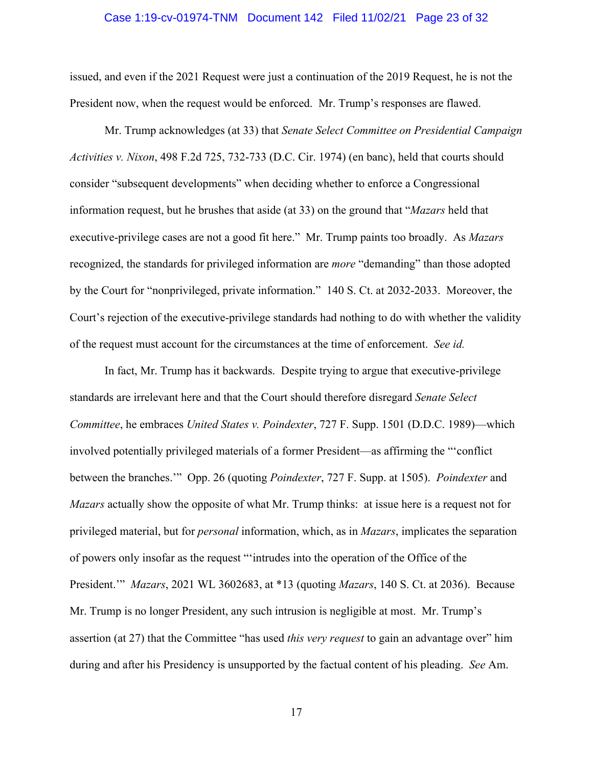issued, and even if the 2021 Request were just a continuation of the 2019 Request, he is not the President now, when the request would be enforced. Mr. Trump's responses are flawed.

Mr. Trump acknowledges (at 33) that *Senate Select Committee on Presidential Campaign Activities v. Nixon*, 498 F.2d 725, 732-733 (D.C. Cir. 1974) (en banc), held that courts should consider "subsequent developments" when deciding whether to enforce a Congressional information request, but he brushes that aside (at 33) on the ground that "*Mazars* held that executive-privilege cases are not a good fit here." Mr. Trump paints too broadly. As *Mazars* recognized, the standards for privileged information are *more* "demanding" than those adopted by the Court for "nonprivileged, private information." 140 S. Ct. at 2032-2033. Moreover, the Court's rejection of the executive-privilege standards had nothing to do with whether the validity of the request must account for the circumstances at the time of enforcement. *See id.*

In fact, Mr. Trump has it backwards. Despite trying to argue that executive-privilege standards are irrelevant here and that the Court should therefore disregard *Senate Select Committee*, he embraces *United States v. Poindexter*, 727 F. Supp. 1501 (D.D.C. 1989)—which involved potentially privileged materials of a former President—as affirming the "'conflict between the branches.'" Opp. 26 (quoting *Poindexter*, 727 F. Supp. at 1505). *Poindexter* and *Mazars* actually show the opposite of what Mr. Trump thinks: at issue here is a request not for privileged material, but for *personal* information, which, as in *Mazars*, implicates the separation of powers only insofar as the request "'intrudes into the operation of the Office of the President.'" *Mazars*, 2021 WL 3602683, at *13 (quoting *Mazars*, 140 S. Ct. at 2036). Because Mr. Trump is no longer President, any such intrusion is negligible at most. Mr. Trump's assertion (at 27) that the Committee "has used *this very request* to gain an advantage over" him during and after his Presidency is unsupported by the factual content of his pleading. *See* Am.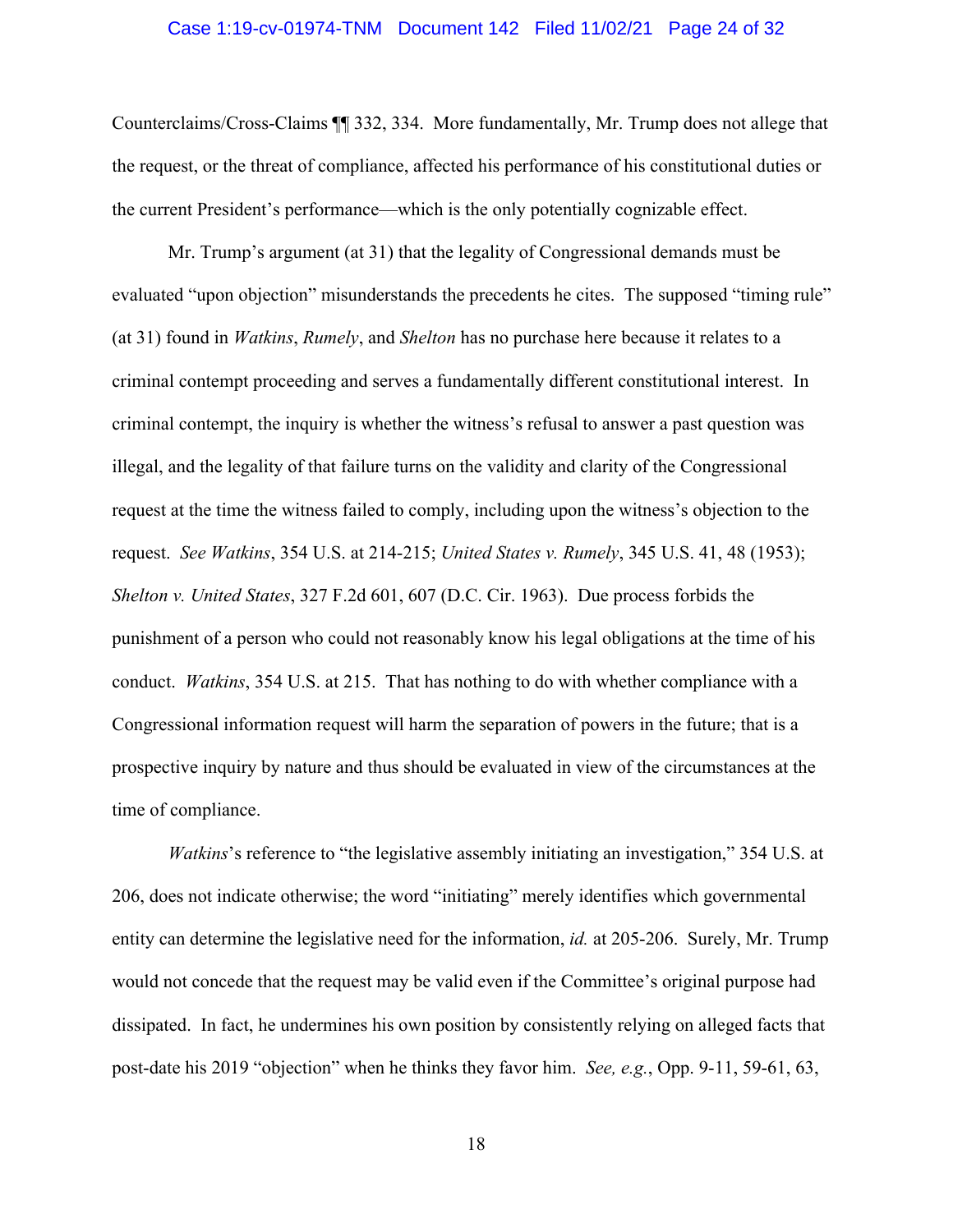Counterclaims/Cross-Claims ¶¶ 332, 334. More fundamentally, Mr. Trump does not allege that the request, or the threat of compliance, affected his performance of his constitutional duties or the current President's performance—which is the only potentially cognizable effect.

Mr. Trump's argument (at 31) that the legality of Congressional demands must be evaluated "upon objection" misunderstands the precedents he cites. The supposed "timing rule" (at 31) found in *Watkins*, *Rumely*, and *Shelton* has no purchase here because it relates to a criminal contempt proceeding and serves a fundamentally different constitutional interest. In criminal contempt, the inquiry is whether the witness's refusal to answer a past question was illegal, and the legality of that failure turns on the validity and clarity of the Congressional request at the time the witness failed to comply, including upon the witness's objection to the request. *See Watkins*, 354 U.S. at 214-215; *United States v. Rumely*, 345 U.S. 41, 48 (1953); *Shelton v. United States*, 327 F.2d 601, 607 (D.C. Cir. 1963). Due process forbids the punishment of a person who could not reasonably know his legal obligations at the time of his conduct. *Watkins*, 354 U.S. at 215. That has nothing to do with whether compliance with a Congressional information request will harm the separation of powers in the future; that is a prospective inquiry by nature and thus should be evaluated in view of the circumstances at the time of compliance.

*Watkins*'s reference to "the legislative assembly initiating an investigation," 354 U.S. at 206, does not indicate otherwise; the word "initiating" merely identifies which governmental entity can determine the legislative need for the information, *id.* at 205-206. Surely, Mr. Trump would not concede that the request may be valid even if the Committee's original purpose had dissipated. In fact, he undermines his own position by consistently relying on alleged facts that post-date his 2019 "objection" when he thinks they favor him. *See, e.g.*, Opp. 9-11, 59-61, 63,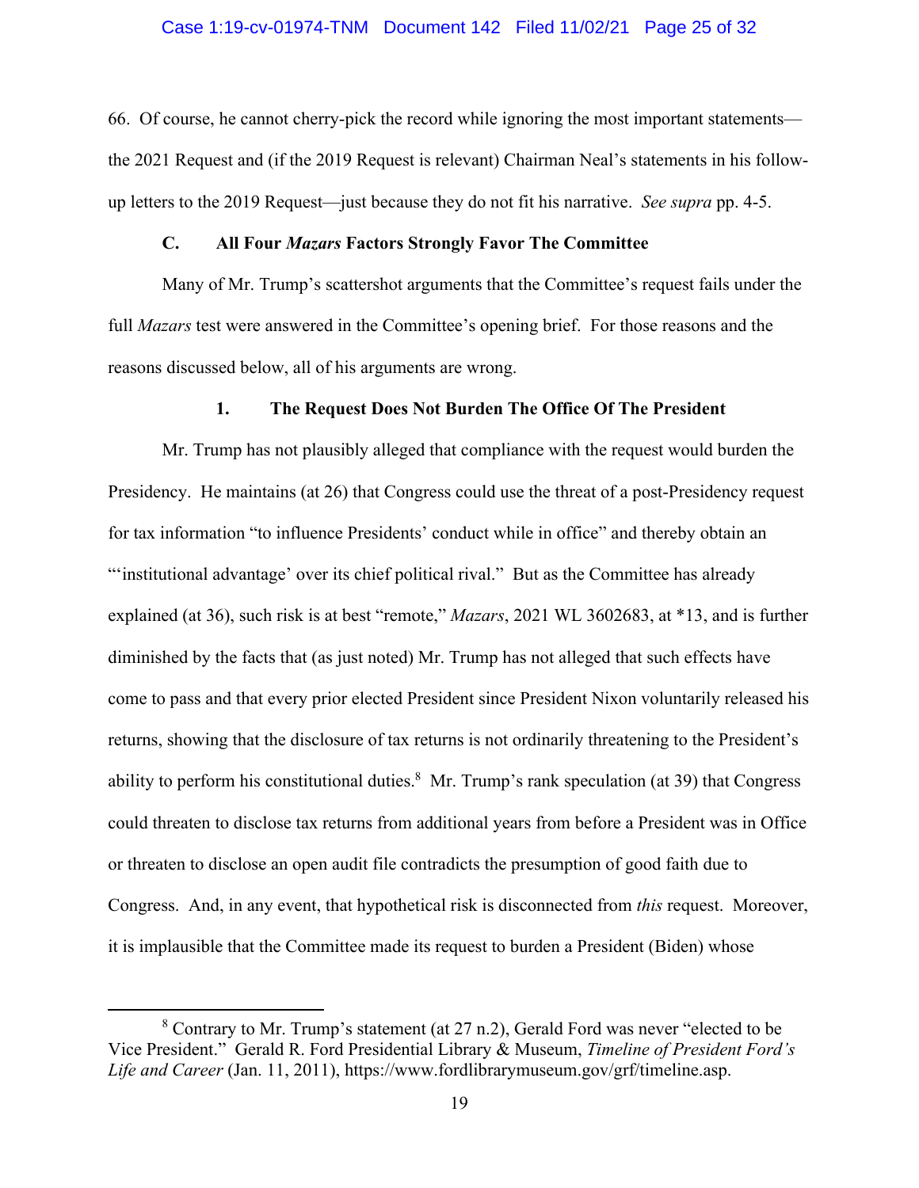66. Of course, he cannot cherry-pick the record while ignoring the most important statements—the 2021 Request and (if the 2019 Request is relevant) Chairman Neal's statements in his follow-up letters to the 2019 Request—just because they do not fit his narrative. *See supra* pp. 4-5.

### C. All Four *Mazars* Factors Strongly Favor The Committee

Many of Mr. Trump's scattershot arguments that the Committee's request fails under the full *Mazars* test were answered in the Committee's opening brief. For those reasons and the reasons discussed below, all of his arguments are wrong.

#### 1. The Request Does Not Burden The Office Of The President

Mr. Trump has not plausibly alleged that compliance with the request would burden the Presidency. He maintains (at 26) that Congress could use the threat of a post-Presidency request for tax information "to influence Presidents' conduct while in office" and thereby obtain an "'institutional advantage' over its chief political rival." But as the Committee has already explained (at 36), such risk is at best "remote," *Mazars*, 2021 WL 3602683, at *13, and is further diminished by the facts that (as just noted) Mr. Trump has not alleged that such effects have come to pass and that every prior elected President since President Nixon voluntarily released his returns, showing that the disclosure of tax returns is not ordinarily threatening to the President's ability to perform his constitutional duties.[8] Mr. Trump's rank speculation (at 39) that Congress could threaten to disclose tax returns from additional years from before a President was in Office or threaten to disclose an open audit file contradicts the presumption of good faith due to Congress. And, in any event, that hypothetical risk is disconnected from *this* request. Moreover, it is implausible that the Committee made its request to burden a President (Biden) whose

[8] Contrary to Mr. Trump's statement (at 27 n.2), Gerald Ford was never "elected to be Vice President." Gerald R. Ford Presidential Library & Museum, *Timeline of President Ford's Life and Career* (Jan. 11, 2011), https://www.fordlibrarymuseum.gov/grf/timeline.asp.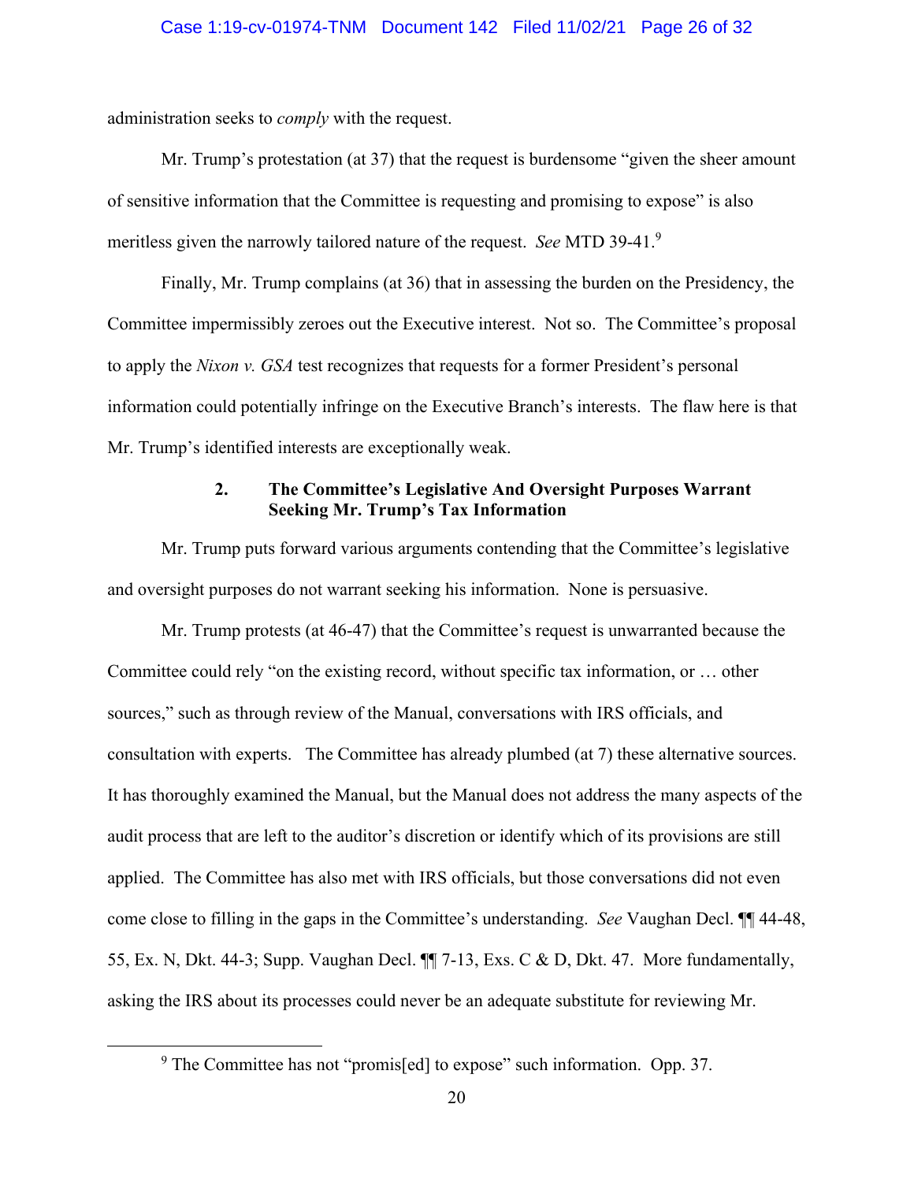administration seeks to *comply* with the request.

Mr. Trump's protestation (at 37) that the request is burdensome "given the sheer amount of sensitive information that the Committee is requesting and promising to expose" is also meritless given the narrowly tailored nature of the request. *See* MTD 39-41.[9]

Finally, Mr. Trump complains (at 36) that in assessing the burden on the Presidency, the Committee impermissibly zeroes out the Executive interest. Not so. The Committee's proposal to apply the *Nixon v. GSA* test recognizes that requests for a former President's personal information could potentially infringe on the Executive Branch's interests. The flaw here is that Mr. Trump's identified interests are exceptionally weak.

### 2. The Committee's Legislative And Oversight Purposes Warrant Seeking Mr. Trump's Tax Information

Mr. Trump puts forward various arguments contending that the Committee's legislative and oversight purposes do not warrant seeking his information. None is persuasive.

Mr. Trump protests (at 46-47) that the Committee's request is unwarranted because the Committee could rely "on the existing record, without specific tax information, or … other sources," such as through review of the Manual, conversations with IRS officials, and consultation with experts. The Committee has already plumbed (at 7) these alternative sources. It has thoroughly examined the Manual, but the Manual does not address the many aspects of the audit process that are left to the auditor's discretion or identify which of its provisions are still applied. The Committee has also met with IRS officials, but those conversations did not even come close to filling in the gaps in the Committee's understanding. *See* Vaughan Decl. ¶¶ 44-48, 55, Ex. N, Dkt. 44-3; Supp. Vaughan Decl. ¶¶ 7-13, Exs. C & D, Dkt. 47. More fundamentally, asking the IRS about its processes could never be an adequate substitute for reviewing Mr.

---

[9] The Committee has not "promis[ed] to expose" such information. Opp. 37.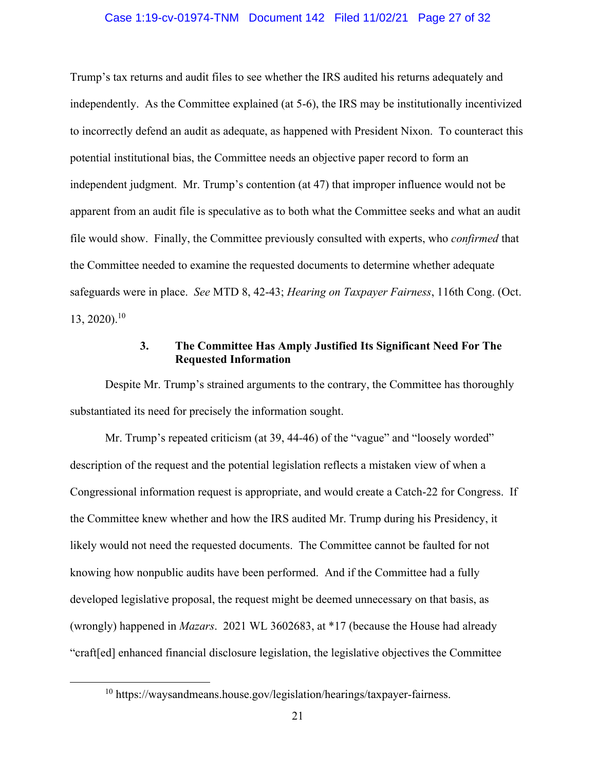Trump's tax returns and audit files to see whether the IRS audited his returns adequately and independently. As the Committee explained (at 5-6), the IRS may be institutionally incentivized to incorrectly defend an audit as adequate, as happened with President Nixon. To counteract this potential institutional bias, the Committee needs an objective paper record to form an independent judgment. Mr. Trump's contention (at 47) that improper influence would not be apparent from an audit file is speculative as to both what the Committee seeks and what an audit file would show. Finally, the Committee previously consulted with experts, who *confirmed* that the Committee needed to examine the requested documents to determine whether adequate safeguards were in place. *See* MTD 8, 42-43; *Hearing on Taxpayer Fairness*, 116th Cong. (Oct. 13, 2020).[10]

### 3. The Committee Has Amply Justified Its Significant Need For The Requested Information

Despite Mr. Trump's strained arguments to the contrary, the Committee has thoroughly substantiated its need for precisely the information sought.

Mr. Trump's repeated criticism (at 39, 44-46) of the "vague" and "loosely worded" description of the request and the potential legislation reflects a mistaken view of when a Congressional information request is appropriate, and would create a Catch-22 for Congress. If the Committee knew whether and how the IRS audited Mr. Trump during his Presidency, it likely would not need the requested documents. The Committee cannot be faulted for not knowing how nonpublic audits have been performed. And if the Committee had a fully developed legislative proposal, the request might be deemed unnecessary on that basis, as (wrongly) happened in *Mazars*. 2021 WL 3602683, at *17 (because the House had already "craft[ed] enhanced financial disclosure legislation, the legislative objectives the Committee

[10] https://waysandmeans.house.gov/legislation/hearings/taxpayer-fairness.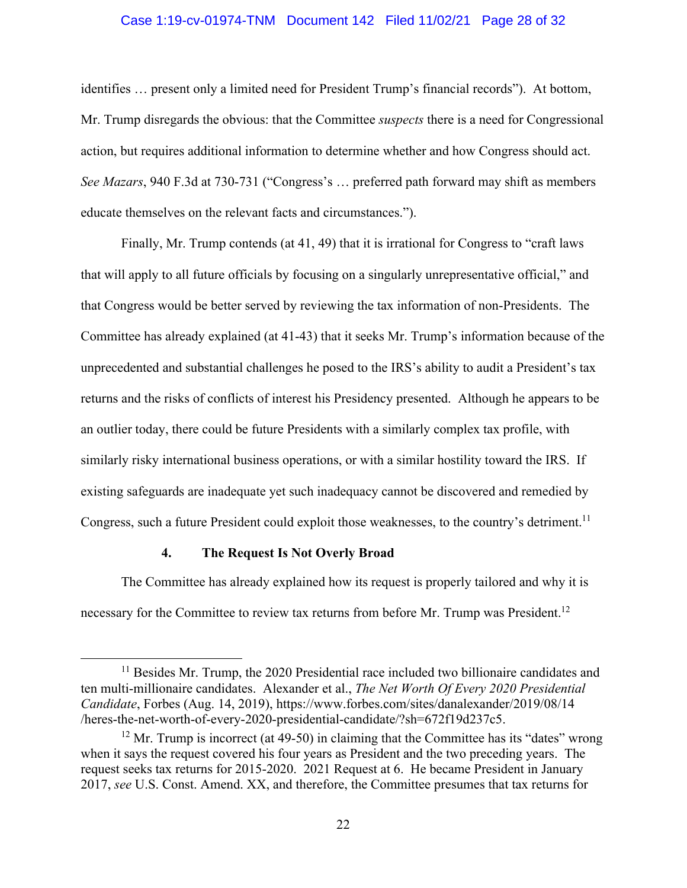identifies … present only a limited need for President Trump's financial records"). At bottom, Mr. Trump disregards the obvious: that the Committee *suspects* there is a need for Congressional action, but requires additional information to determine whether and how Congress should act. *See Mazars*, 940 F.3d at 730-731 ("Congress's … preferred path forward may shift as members educate themselves on the relevant facts and circumstances.").

Finally, Mr. Trump contends (at 41, 49) that it is irrational for Congress to "craft laws that will apply to all future officials by focusing on a singularly unrepresentative official," and that Congress would be better served by reviewing the tax information of non-Presidents. The Committee has already explained (at 41-43) that it seeks Mr. Trump's information because of the unprecedented and substantial challenges he posed to the IRS's ability to audit a President's tax returns and the risks of conflicts of interest his Presidency presented. Although he appears to be an outlier today, there could be future Presidents with a similarly complex tax profile, with similarly risky international business operations, or with a similar hostility toward the IRS. If existing safeguards are inadequate yet such inadequacy cannot be discovered and remedied by Congress, such a future President could exploit those weaknesses, to the country's detriment.[11]

#### 4. The Request Is Not Overly Broad

The Committee has already explained how its request is properly tailored and why it is necessary for the Committee to review tax returns from before Mr. Trump was President.[12]

---

[11] Besides Mr. Trump, the 2020 Presidential race included two billionaire candidates and ten multi-millionaire candidates. Alexander et al., *The Net Worth Of Every 2020 Presidential Candidate*, Forbes (Aug. 14, 2019), https://www.forbes.com/sites/danalexander/2019/08/14/heres-the-net-worth-of-every-2020-presidential-candidate/?sh=672f19d237c5.

[12] Mr. Trump is incorrect (at 49-50) in claiming that the Committee has its "dates" wrong when it says the request covered his four years as President and the two preceding years. The request seeks tax returns for 2015-2020. 2021 Request at 6. He became President in January 2017, *see* U.S. Const. Amend. XX, and therefore, the Committee presumes that tax returns for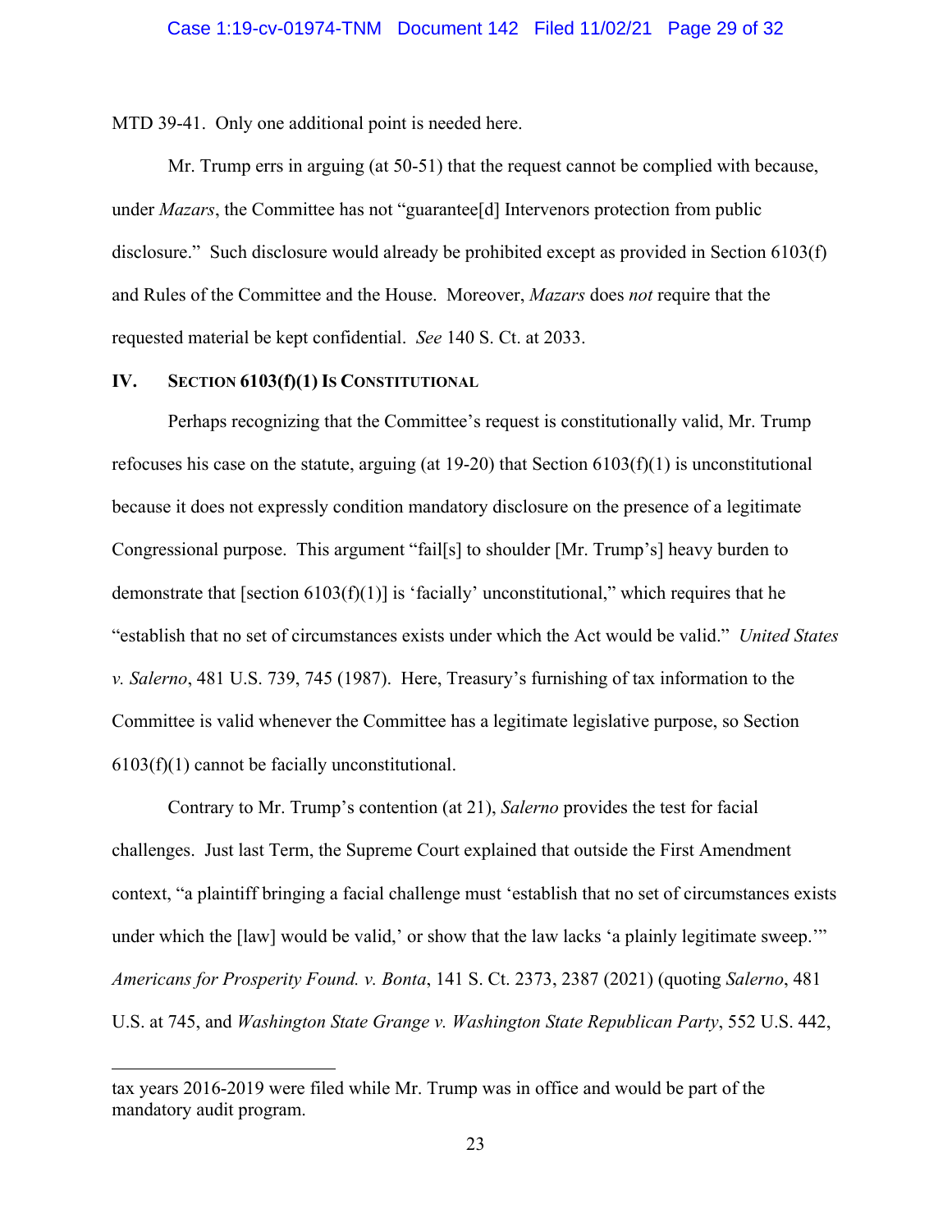MTD 39-41. Only one additional point is needed here.

Mr. Trump errs in arguing (at 50-51) that the request cannot be complied with because, under *Mazars*, the Committee has not "guarantee[d] Intervenors protection from public disclosure." Such disclosure would already be prohibited except as provided in Section 6103(f) and Rules of the Committee and the House. Moreover, *Mazars* does *not* require that the requested material be kept confidential. *See* 140 S. Ct. at 2033.

## IV. SECTION 6103(f)(1) IS CONSTITUTIONAL

Perhaps recognizing that the Committee's request is constitutionally valid, Mr. Trump refocuses his case on the statute, arguing (at 19-20) that Section 6103(f)(1) is unconstitutional because it does not expressly condition mandatory disclosure on the presence of a legitimate Congressional purpose. This argument "fail[s] to shoulder [Mr. Trump's] heavy burden to demonstrate that [section 6103(f)(1)] is 'facially' unconstitutional," which requires that he "establish that no set of circumstances exists under which the Act would be valid." *United States v. Salerno*, 481 U.S. 739, 745 (1987). Here, Treasury's furnishing of tax information to the Committee is valid whenever the Committee has a legitimate legislative purpose, so Section 6103(f)(1) cannot be facially unconstitutional.

Contrary to Mr. Trump's contention (at 21), *Salerno* provides the test for facial challenges. Just last Term, the Supreme Court explained that outside the First Amendment context, "a plaintiff bringing a facial challenge must 'establish that no set of circumstances exists under which the [law] would be valid,' or show that the law lacks 'a plainly legitimate sweep.'" *Americans for Prosperity Found. v. Bonta*, 141 S. Ct. 2373, 2387 (2021) (quoting *Salerno*, 481 U.S. at 745, and *Washington State Grange v. Washington State Republican Party*, 552 U.S. 442,

---

tax years 2016-2019 were filed while Mr. Trump was in office and would be part of the mandatory audit program.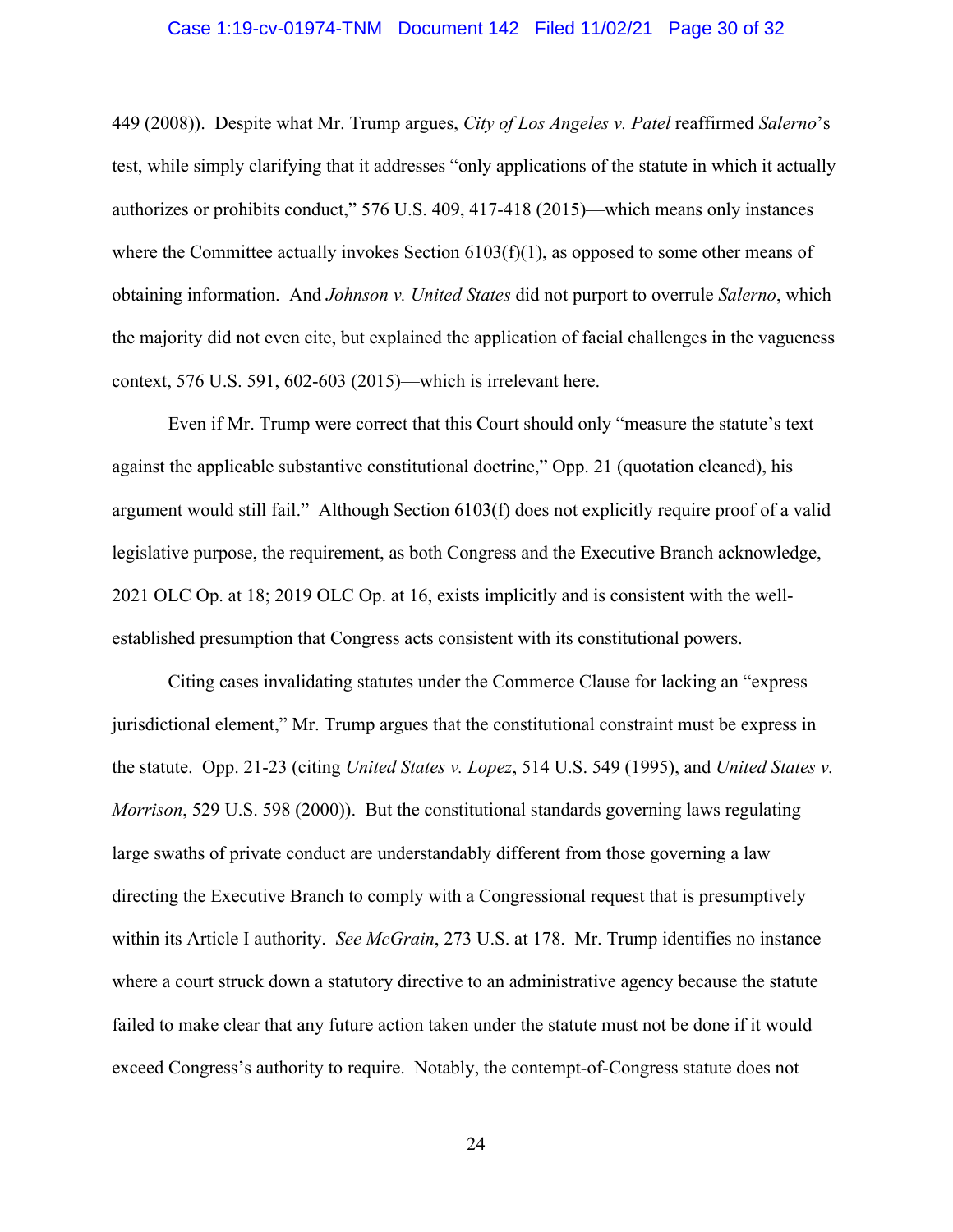449 (2008)). Despite what Mr. Trump argues, *City of Los Angeles v. Patel* reaffirmed *Salerno*'s test, while simply clarifying that it addresses "only applications of the statute in which it actually authorizes or prohibits conduct," 576 U.S. 409, 417-418 (2015)—which means only instances where the Committee actually invokes Section 6103(f)(1), as opposed to some other means of obtaining information. And *Johnson v. United States* did not purport to overrule *Salerno*, which the majority did not even cite, but explained the application of facial challenges in the vagueness context, 576 U.S. 591, 602-603 (2015)—which is irrelevant here.

Even if Mr. Trump were correct that this Court should only "measure the statute's text against the applicable substantive constitutional doctrine," Opp. 21 (quotation cleaned), his argument would still fail." Although Section 6103(f) does not explicitly require proof of a valid legislative purpose, the requirement, as both Congress and the Executive Branch acknowledge, 2021 OLC Op. at 18; 2019 OLC Op. at 16, exists implicitly and is consistent with the well-established presumption that Congress acts consistent with its constitutional powers.

Citing cases invalidating statutes under the Commerce Clause for lacking an "express jurisdictional element," Mr. Trump argues that the constitutional constraint must be express in the statute. Opp. 21-23 (citing *United States v. Lopez*, 514 U.S. 549 (1995), and *United States v. Morrison*, 529 U.S. 598 (2000)). But the constitutional standards governing laws regulating large swaths of private conduct are understandably different from those governing a law directing the Executive Branch to comply with a Congressional request that is presumptively within its Article I authority. *See McGrain*, 273 U.S. at 178. Mr. Trump identifies no instance where a court struck down a statutory directive to an administrative agency because the statute failed to make clear that any future action taken under the statute must not be done if it would exceed Congress's authority to require. Notably, the contempt-of-Congress statute does not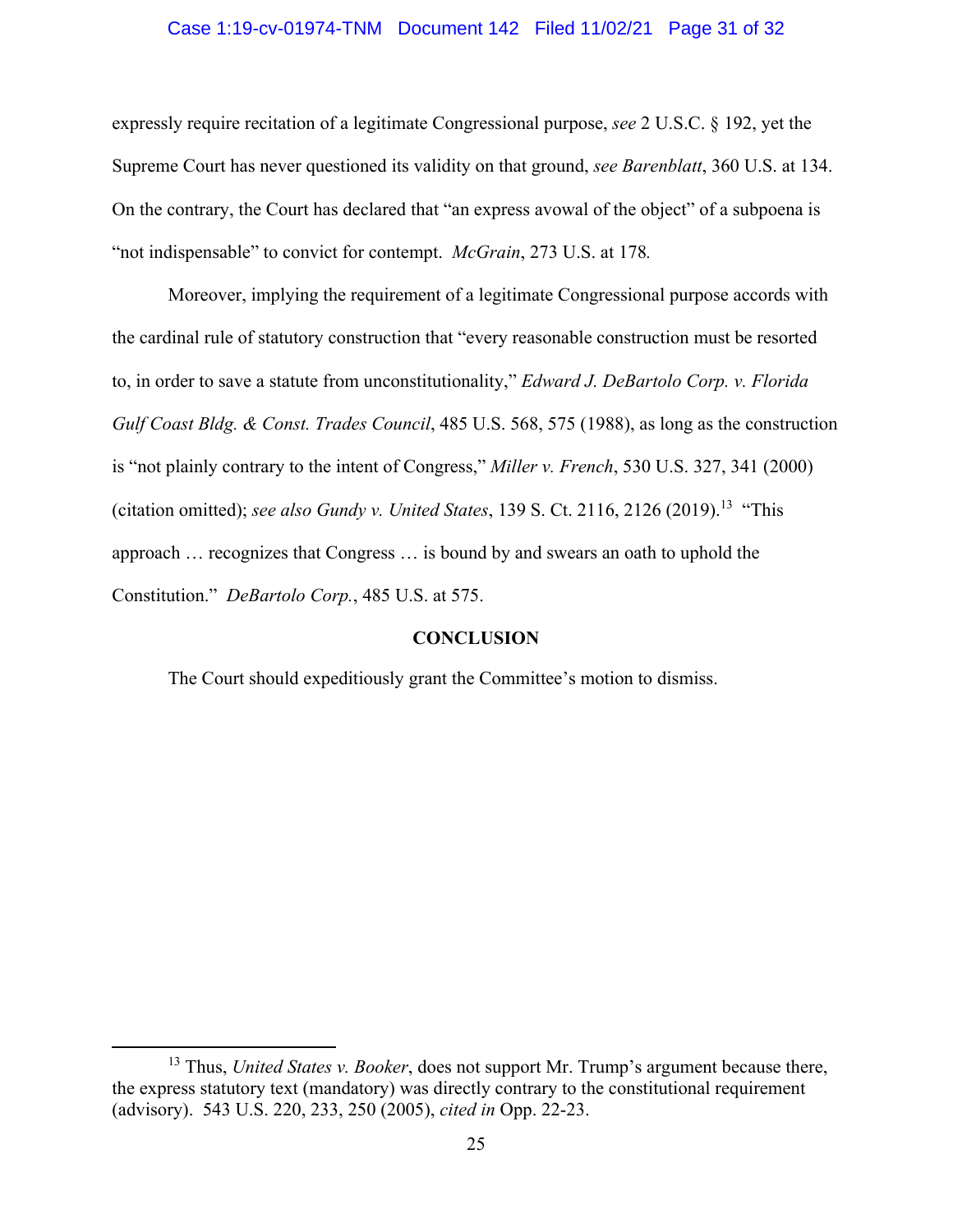expressly require recitation of a legitimate Congressional purpose, *see* 2 U.S.C. § 192, yet the Supreme Court has never questioned its validity on that ground, *see Barenblatt*, 360 U.S. at 134. On the contrary, the Court has declared that "an express avowal of the object" of a subpoena is "not indispensable" to convict for contempt. *McGrain*, 273 U.S. at 178.

Moreover, implying the requirement of a legitimate Congressional purpose accords with the cardinal rule of statutory construction that "every reasonable construction must be resorted to, in order to save a statute from unconstitutionality," *Edward J. DeBartolo Corp. v. Florida Gulf Coast Bldg. & Const. Trades Council*, 485 U.S. 568, 575 (1988), as long as the construction is "not plainly contrary to the intent of Congress," *Miller v. French*, 530 U.S. 327, 341 (2000) (citation omitted); *see also Gundy v. United States*, 139 S. Ct. 2116, 2126 (2019).[13] "This approach … recognizes that Congress … is bound by and swears an oath to uphold the Constitution." *DeBartolo Corp.*, 485 U.S. at 575.

**CONCLUSION**

The Court should expeditiously grant the Committee's motion to dismiss.

[13] Thus, *United States v. Booker*, does not support Mr. Trump's argument because there, the express statutory text (mandatory) was directly contrary to the constitutional requirement (advisory). 543 U.S. 220, 233, 250 (2005), *cited in* Opp. 22-23.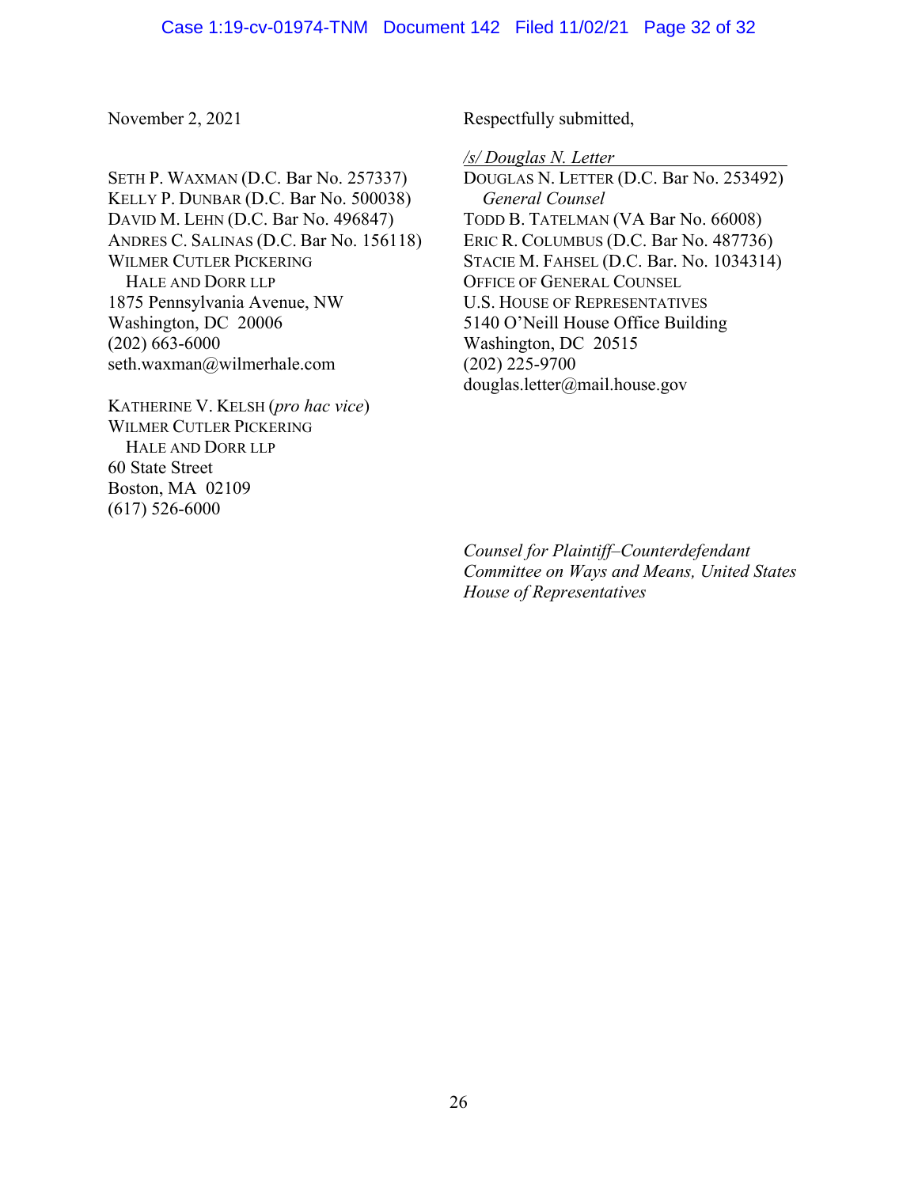November 2, 2021

Respectfully submitted,

*/s/ Douglas N. Letter*

DOUGLAS N. LETTER (D.C. Bar No. 253492)
*General Counsel*
TODD B. TATELMAN (VA Bar No. 66008)
ERIC R. COLUMBUS (D.C. Bar No. 487736)
STACIE M. FAHSEL (D.C. Bar. No. 1034314)
OFFICE OF GENERAL COUNSEL
U.S. HOUSE OF REPRESENTATIVES
5140 O'Neill House Office Building
Washington, DC 20515
(202) 225-9700
douglas.letter@mail.house.gov

SETH P. WAXMAN (D.C. Bar No. 257337)
KELLY P. DUNBAR (D.C. Bar No. 500038)
DAVID M. LEHN (D.C. Bar No. 496847)
ANDRES C. SALINAS (D.C. Bar No. 156118)
WILMER CUTLER PICKERING
HALE AND DORR LLP
1875 Pennsylvania Avenue, NW
Washington, DC 20006
(202) 663-6000
seth.waxman@wilmerhale.com

KATHERINE V. KELSH (*pro hac vice*)
WILMER CUTLER PICKERING
HALE AND DORR LLP
60 State Street
Boston, MA 02109
(617) 526-6000

*Counsel for Plaintiff–Counterdefendant Committee on Ways and Means, United States House of Representatives*